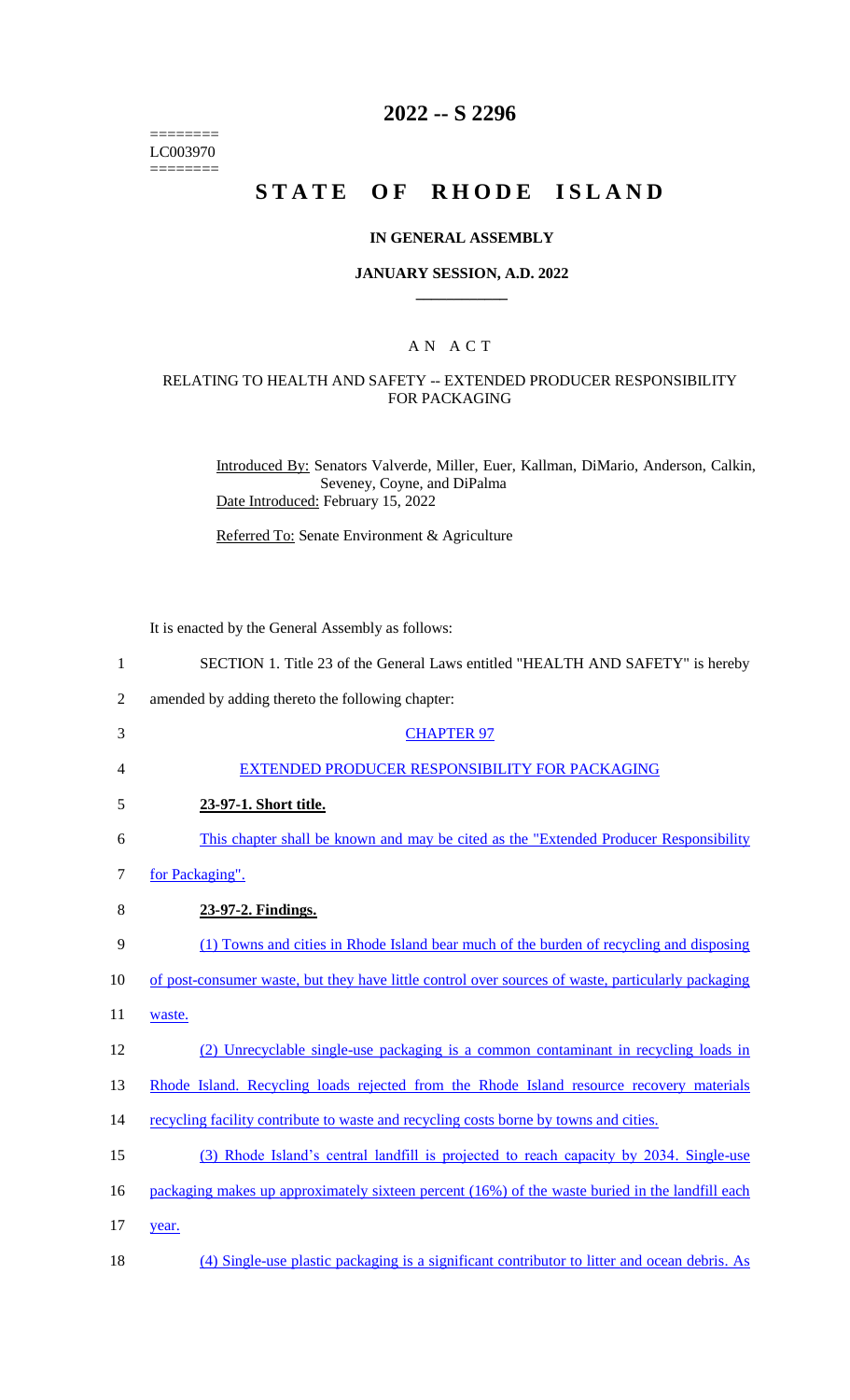========
LC003970
========

# 2022 -- S 2296

# STATE OF RHODE ISLAND

## IN GENERAL ASSEMBLY

### JANUARY SESSION, A.D. 2022

### A N A C T

### RELATING TO HEALTH AND SAFETY -- EXTENDED PRODUCER RESPONSIBILITY FOR PACKAGING

Introduced By: Senators Valverde, Miller, Euer, Kallman, DiMario, Anderson, Calkin, Seveney, Coyne, and DiPalma

Date Introduced: February 15, 2022

Referred To: Senate Environment & Agriculture

It is enacted by the General Assembly as follows:

SECTION 1. Title 23 of the General Laws entitled "HEALTH AND SAFETY" is hereby amended by adding thereto the following chapter:

CHAPTER 97

EXTENDED PRODUCER RESPONSIBILITY FOR PACKAGING

**23-97-1. Short title.**

This chapter shall be known and may be cited as the "Extended Producer Responsibility for Packaging".

**23-97-2. Findings.**

(1) Towns and cities in Rhode Island bear much of the burden of recycling and disposing of post-consumer waste, but they have little control over sources of waste, particularly packaging waste.

(2) Unrecyclable single-use packaging is a common contaminant in recycling loads in Rhode Island. Recycling loads rejected from the Rhode Island resource recovery materials recycling facility contribute to waste and recycling costs borne by towns and cities.

(3) Rhode Island's central landfill is projected to reach capacity by 2034. Single-use packaging makes up approximately sixteen percent (16%) of the waste buried in the landfill each year.

(4) Single-use plastic packaging is a significant contributor to litter and ocean debris. As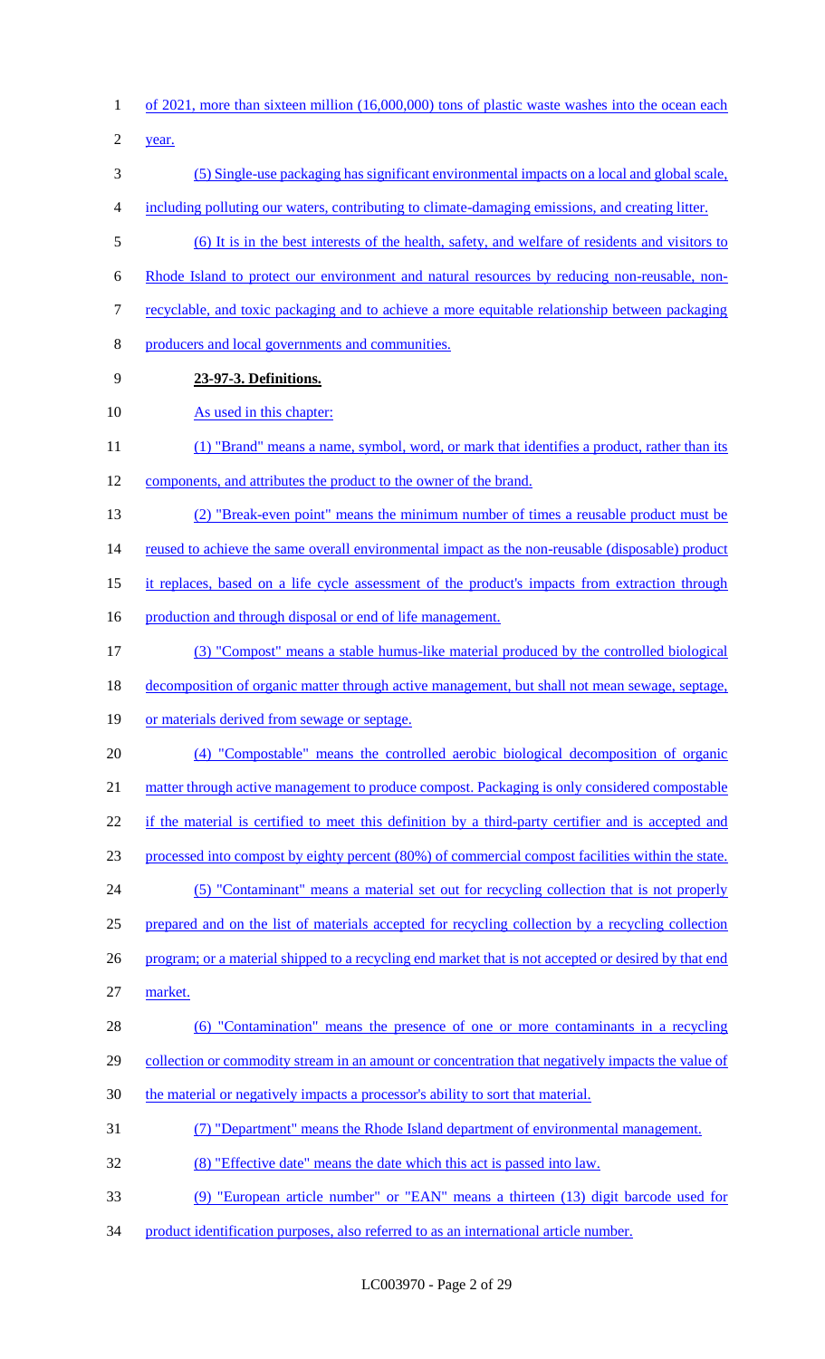of 2021, more than sixteen million (16,000,000) tons of plastic waste washes into the ocean each year.

(5) Single-use packaging has significant environmental impacts on a local and global scale, including polluting our waters, contributing to climate-damaging emissions, and creating litter.

(6) It is in the best interests of the health, safety, and welfare of residents and visitors to Rhode Island to protect our environment and natural resources by reducing non-reusable, non-recyclable, and toxic packaging and to achieve a more equitable relationship between packaging producers and local governments and communities.

**23-97-3. Definitions.**

As used in this chapter:

(1) "Brand" means a name, symbol, word, or mark that identifies a product, rather than its components, and attributes the product to the owner of the brand.

(2) "Break-even point" means the minimum number of times a reusable product must be reused to achieve the same overall environmental impact as the non-reusable (disposable) product it replaces, based on a life cycle assessment of the product's impacts from extraction through production and through disposal or end of life management.

(3) "Compost" means a stable humus-like material produced by the controlled biological decomposition of organic matter through active management, but shall not mean sewage, septage, or materials derived from sewage or septage.

(4) "Compostable" means the controlled aerobic biological decomposition of organic matter through active management to produce compost. Packaging is only considered compostable if the material is certified to meet this definition by a third-party certifier and is accepted and processed into compost by eighty percent (80%) of commercial compost facilities within the state.

(5) "Contaminant" means a material set out for recycling collection that is not properly prepared and on the list of materials accepted for recycling collection by a recycling collection program; or a material shipped to a recycling end market that is not accepted or desired by that end market.

(6) "Contamination" means the presence of one or more contaminants in a recycling collection or commodity stream in an amount or concentration that negatively impacts the value of the material or negatively impacts a processor's ability to sort that material.

(7) "Department" means the Rhode Island department of environmental management.

(8) "Effective date" means the date which this act is passed into law.

(9) "European article number" or "EAN" means a thirteen (13) digit barcode used for product identification purposes, also referred to as an international article number.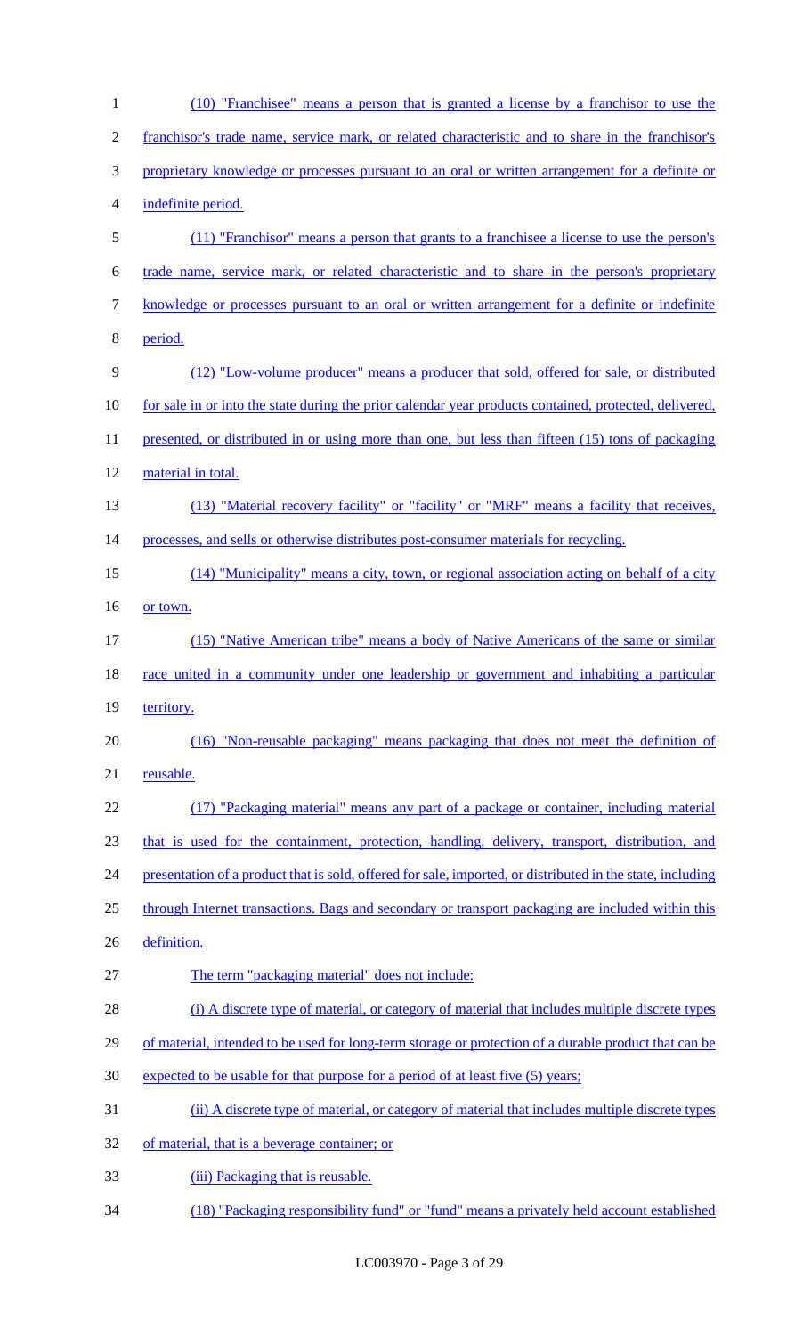(10) "Franchisee" means a person that is granted a license by a franchisor to use the franchisor's trade name, service mark, or related characteristic and to share in the franchisor's proprietary knowledge or processes pursuant to an oral or written arrangement for a definite or indefinite period.

(11) "Franchisor" means a person that grants to a franchisee a license to use the person's trade name, service mark, or related characteristic and to share in the person's proprietary knowledge or processes pursuant to an oral or written arrangement for a definite or indefinite period.

(12) "Low-volume producer" means a producer that sold, offered for sale, or distributed for sale in or into the state during the prior calendar year products contained, protected, delivered, presented, or distributed in or using more than one, but less than fifteen (15) tons of packaging material in total.

(13) "Material recovery facility" or "facility" or "MRF" means a facility that receives, processes, and sells or otherwise distributes post-consumer materials for recycling.

(14) "Municipality" means a city, town, or regional association acting on behalf of a city or town.

(15) "Native American tribe" means a body of Native Americans of the same or similar race united in a community under one leadership or government and inhabiting a particular territory.

(16) "Non-reusable packaging" means packaging that does not meet the definition of reusable.

(17) "Packaging material" means any part of a package or container, including material that is used for the containment, protection, handling, delivery, transport, distribution, and presentation of a product that is sold, offered for sale, imported, or distributed in the state, including through Internet transactions. Bags and secondary or transport packaging are included within this definition.

The term "packaging material" does not include:

(i) A discrete type of material, or category of material that includes multiple discrete types of material, intended to be used for long-term storage or protection of a durable product that can be expected to be usable for that purpose for a period of at least five (5) years;

(ii) A discrete type of material, or category of material that includes multiple discrete types of material, that is a beverage container; or

(iii) Packaging that is reusable.

(18) "Packaging responsibility fund" or "fund" means a privately held account established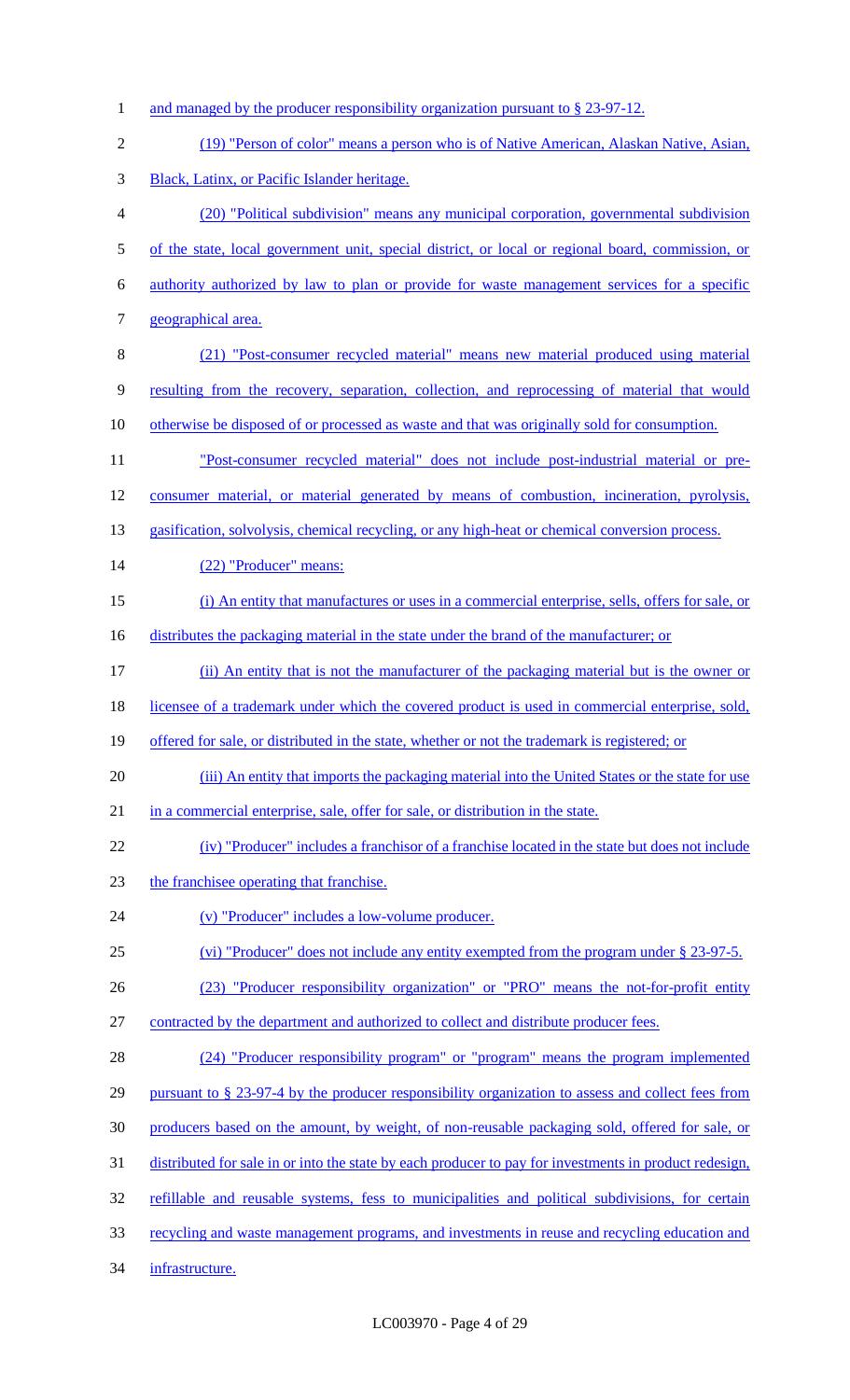and managed by the producer responsibility organization pursuant to § 23-97-12.

(19) "Person of color" means a person who is of Native American, Alaskan Native, Asian, Black, Latinx, or Pacific Islander heritage.

(20) "Political subdivision" means any municipal corporation, governmental subdivision of the state, local government unit, special district, or local or regional board, commission, or authority authorized by law to plan or provide for waste management services for a specific geographical area.

(21) "Post-consumer recycled material" means new material produced using material resulting from the recovery, separation, collection, and reprocessing of material that would otherwise be disposed of or processed as waste and that was originally sold for consumption. "Post-consumer recycled material" does not include post-industrial material or pre-consumer material, or material generated by means of combustion, incineration, pyrolysis, gasification, solvolysis, chemical recycling, or any high-heat or chemical conversion process.

(22) "Producer" means:

(i) An entity that manufactures or uses in a commercial enterprise, sells, offers for sale, or distributes the packaging material in the state under the brand of the manufacturer; or

(ii) An entity that is not the manufacturer of the packaging material but is the owner or licensee of a trademark under which the covered product is used in commercial enterprise, sold, offered for sale, or distributed in the state, whether or not the trademark is registered; or

(iii) An entity that imports the packaging material into the United States or the state for use in a commercial enterprise, sale, offer for sale, or distribution in the state.

(iv) "Producer" includes a franchisor of a franchise located in the state but does not include the franchisee operating that franchise.

(v) "Producer" includes a low-volume producer.

(vi) "Producer" does not include any entity exempted from the program under § 23-97-5.

(23) "Producer responsibility organization" or "PRO" means the not-for-profit entity contracted by the department and authorized to collect and distribute producer fees.

(24) "Producer responsibility program" or "program" means the program implemented pursuant to § 23-97-4 by the producer responsibility organization to assess and collect fees from producers based on the amount, by weight, of non-reusable packaging sold, offered for sale, or distributed for sale in or into the state by each producer to pay for investments in product redesign, refillable and reusable systems, fess to municipalities and political subdivisions, for certain recycling and waste management programs, and investments in reuse and recycling education and infrastructure.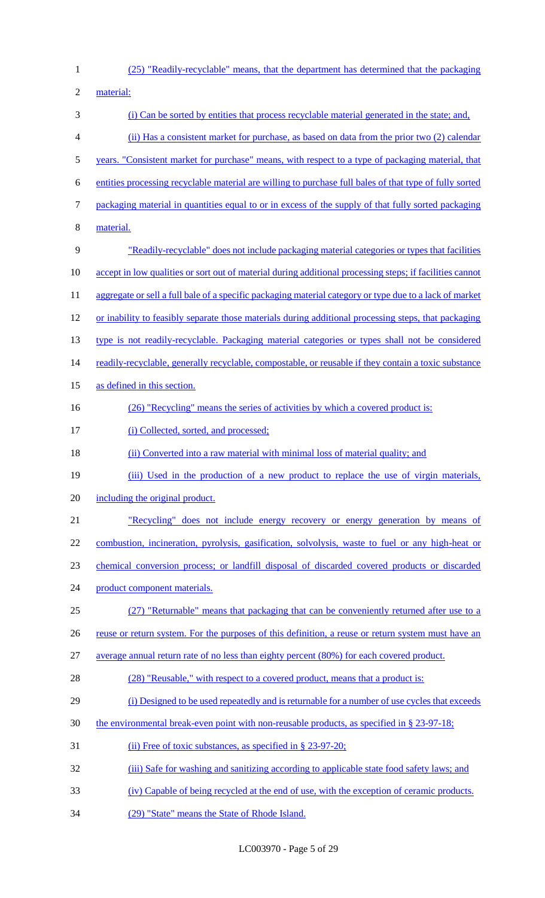(25) "Readily-recyclable" means, that the department has determined that the packaging material:

(i) Can be sorted by entities that process recyclable material generated in the state; and,

(ii) Has a consistent market for purchase, as based on data from the prior two (2) calendar years. "Consistent market for purchase" means, with respect to a type of packaging material, that entities processing recyclable material are willing to purchase full bales of that type of fully sorted packaging material in quantities equal to or in excess of the supply of that fully sorted packaging material.

"Readily-recyclable" does not include packaging material categories or types that facilities accept in low qualities or sort out of material during additional processing steps; if facilities cannot aggregate or sell a full bale of a specific packaging material category or type due to a lack of market or inability to feasibly separate those materials during additional processing steps, that packaging type is not readily-recyclable. Packaging material categories or types shall not be considered readily-recyclable, generally recyclable, compostable, or reusable if they contain a toxic substance as defined in this section.

(26) "Recycling" means the series of activities by which a covered product is:

(i) Collected, sorted, and processed;

(ii) Converted into a raw material with minimal loss of material quality; and

(iii) Used in the production of a new product to replace the use of virgin materials, including the original product.

"Recycling" does not include energy recovery or energy generation by means of combustion, incineration, pyrolysis, gasification, solvolysis, waste to fuel or any high-heat or chemical conversion process; or landfill disposal of discarded covered products or discarded product component materials.

(27) "Returnable" means that packaging that can be conveniently returned after use to a reuse or return system. For the purposes of this definition, a reuse or return system must have an average annual return rate of no less than eighty percent (80%) for each covered product.

(28) "Reusable," with respect to a covered product, means that a product is:

(i) Designed to be used repeatedly and is returnable for a number of use cycles that exceeds the environmental break-even point with non-reusable products, as specified in § 23-97-18;

(ii) Free of toxic substances, as specified in § 23-97-20;

(iii) Safe for washing and sanitizing according to applicable state food safety laws; and

(iv) Capable of being recycled at the end of use, with the exception of ceramic products.

(29) "State" means the State of Rhode Island.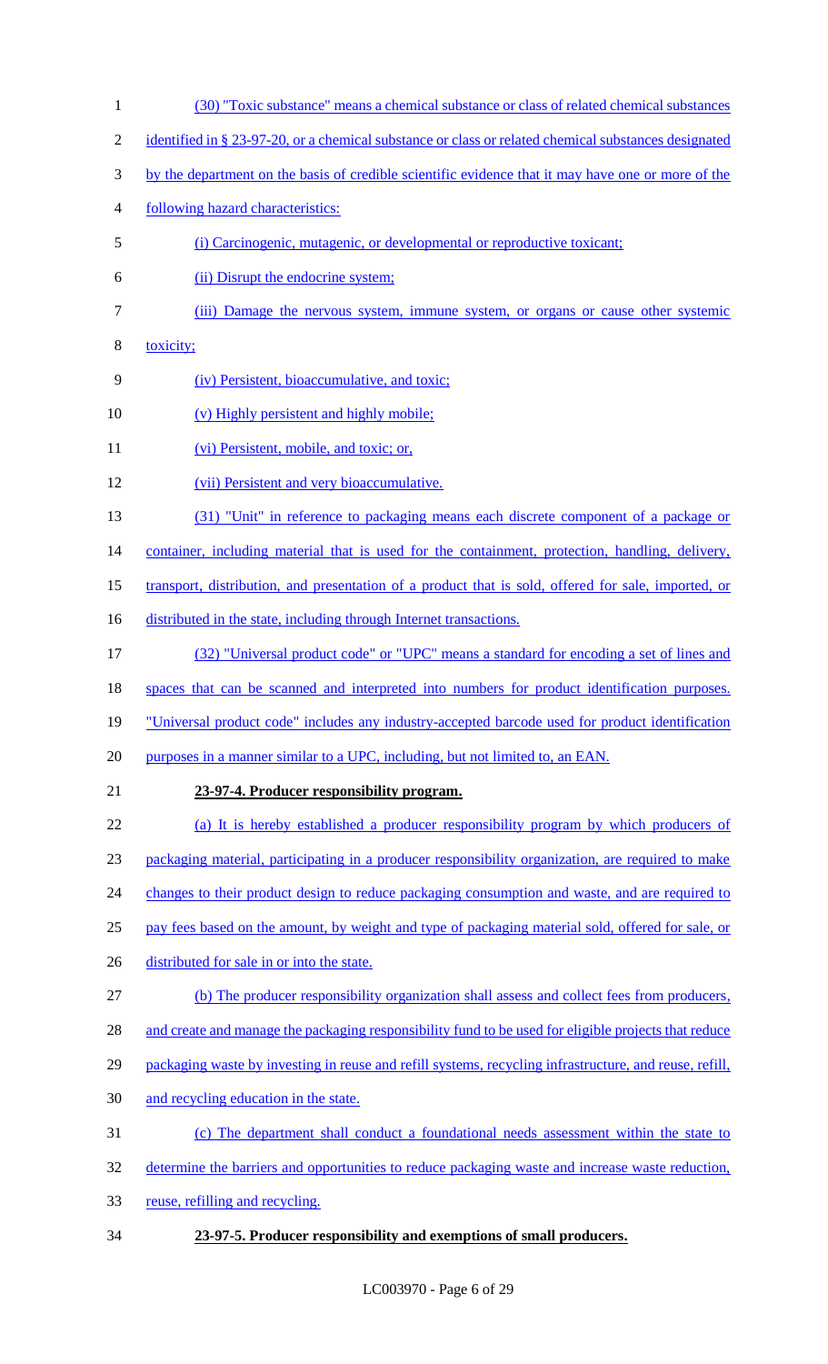(30) "Toxic substance" means a chemical substance or class of related chemical substances identified in § 23-97-20, or a chemical substance or class or related chemical substances designated by the department on the basis of credible scientific evidence that it may have one or more of the following hazard characteristics:

(i) Carcinogenic, mutagenic, or developmental or reproductive toxicant;

(ii) Disrupt the endocrine system;

(iii) Damage the nervous system, immune system, or organs or cause other systemic toxicity;

(iv) Persistent, bioaccumulative, and toxic;

(v) Highly persistent and highly mobile;

(vi) Persistent, mobile, and toxic; or,

(vii) Persistent and very bioaccumulative.

(31) "Unit" in reference to packaging means each discrete component of a package or container, including material that is used for the containment, protection, handling, delivery, transport, distribution, and presentation of a product that is sold, offered for sale, imported, or distributed in the state, including through Internet transactions.

(32) "Universal product code" or "UPC" means a standard for encoding a set of lines and spaces that can be scanned and interpreted into numbers for product identification purposes. "Universal product code" includes any industry-accepted barcode used for product identification purposes in a manner similar to a UPC, including, but not limited to, an EAN.

**23-97-4. Producer responsibility program.**

(a) It is hereby established a producer responsibility program by which producers of packaging material, participating in a producer responsibility organization, are required to make changes to their product design to reduce packaging consumption and waste, and are required to pay fees based on the amount, by weight and type of packaging material sold, offered for sale, or distributed for sale in or into the state.

(b) The producer responsibility organization shall assess and collect fees from producers, and create and manage the packaging responsibility fund to be used for eligible projects that reduce packaging waste by investing in reuse and refill systems, recycling infrastructure, and reuse, refill, and recycling education in the state.

(c) The department shall conduct a foundational needs assessment within the state to determine the barriers and opportunities to reduce packaging waste and increase waste reduction, reuse, refilling and recycling.

**23-97-5. Producer responsibility and exemptions of small producers.**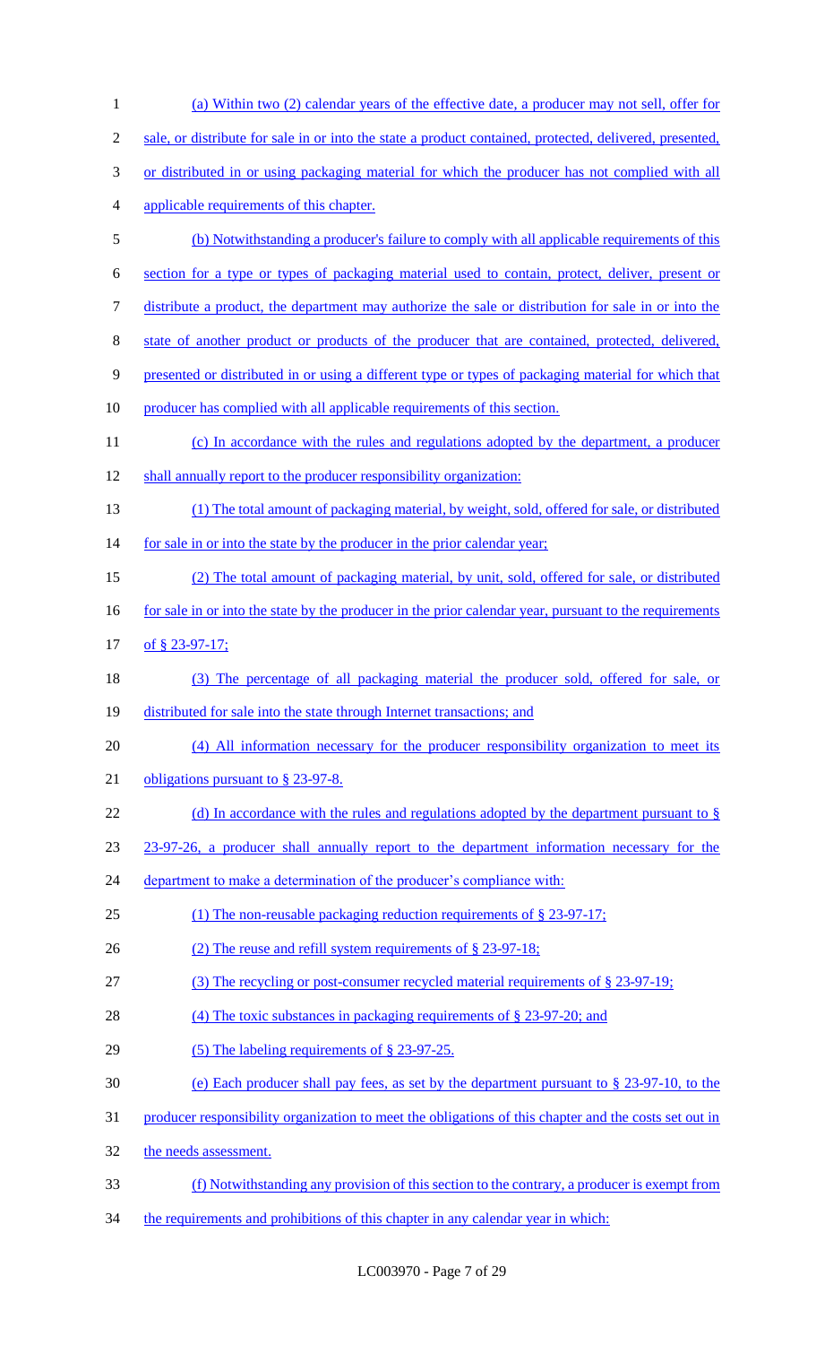(a) Within two (2) calendar years of the effective date, a producer may not sell, offer for sale, or distribute for sale in or into the state a product contained, protected, delivered, presented, or distributed in or using packaging material for which the producer has not complied with all applicable requirements of this chapter.

(b) Notwithstanding a producer's failure to comply with all applicable requirements of this section for a type or types of packaging material used to contain, protect, deliver, present or distribute a product, the department may authorize the sale or distribution for sale in or into the state of another product or products of the producer that are contained, protected, delivered, presented or distributed in or using a different type or types of packaging material for which that producer has complied with all applicable requirements of this section.

(c) In accordance with the rules and regulations adopted by the department, a producer shall annually report to the producer responsibility organization:

(1) The total amount of packaging material, by weight, sold, offered for sale, or distributed for sale in or into the state by the producer in the prior calendar year;

(2) The total amount of packaging material, by unit, sold, offered for sale, or distributed for sale in or into the state by the producer in the prior calendar year, pursuant to the requirements of § 23-97-17;

(3) The percentage of all packaging material the producer sold, offered for sale, or distributed for sale into the state through Internet transactions; and

(4) All information necessary for the producer responsibility organization to meet its obligations pursuant to § 23-97-8.

(d) In accordance with the rules and regulations adopted by the department pursuant to § 23-97-26, a producer shall annually report to the department information necessary for the department to make a determination of the producer's compliance with:

(1) The non-reusable packaging reduction requirements of § 23-97-17;

(2) The reuse and refill system requirements of § 23-97-18;

(3) The recycling or post-consumer recycled material requirements of § 23-97-19;

(4) The toxic substances in packaging requirements of § 23-97-20; and

(5) The labeling requirements of § 23-97-25.

(e) Each producer shall pay fees, as set by the department pursuant to § 23-97-10, to the producer responsibility organization to meet the obligations of this chapter and the costs set out in the needs assessment.

(f) Notwithstanding any provision of this section to the contrary, a producer is exempt from the requirements and prohibitions of this chapter in any calendar year in which: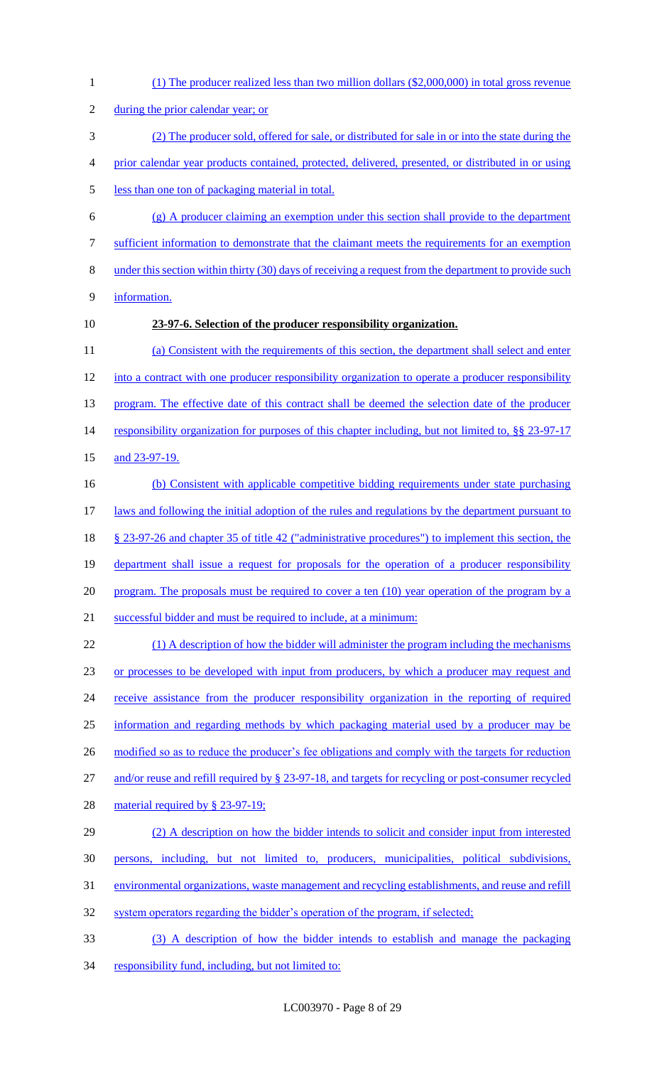(1) The producer realized less than two million dollars ($2,000,000) in total gross revenue during the prior calendar year; or

(2) The producer sold, offered for sale, or distributed for sale in or into the state during the prior calendar year products contained, protected, delivered, presented, or distributed in or using less than one ton of packaging material in total.

(g) A producer claiming an exemption under this section shall provide to the department sufficient information to demonstrate that the claimant meets the requirements for an exemption under this section within thirty (30) days of receiving a request from the department to provide such information.

**23-97-6. Selection of the producer responsibility organization.**

(a) Consistent with the requirements of this section, the department shall select and enter into a contract with one producer responsibility organization to operate a producer responsibility program. The effective date of this contract shall be deemed the selection date of the producer responsibility organization for purposes of this chapter including, but not limited to, §§ 23-97-17 and 23-97-19.

(b) Consistent with applicable competitive bidding requirements under state purchasing laws and following the initial adoption of the rules and regulations by the department pursuant to § 23-97-26 and chapter 35 of title 42 ("administrative procedures") to implement this section, the department shall issue a request for proposals for the operation of a producer responsibility program. The proposals must be required to cover a ten (10) year operation of the program by a successful bidder and must be required to include, at a minimum:

(1) A description of how the bidder will administer the program including the mechanisms or processes to be developed with input from producers, by which a producer may request and receive assistance from the producer responsibility organization in the reporting of required information and regarding methods by which packaging material used by a producer may be modified so as to reduce the producer's fee obligations and comply with the targets for reduction and/or reuse and refill required by § 23-97-18, and targets for recycling or post-consumer recycled material required by § 23-97-19;

(2) A description on how the bidder intends to solicit and consider input from interested persons, including, but not limited to, producers, municipalities, political subdivisions, environmental organizations, waste management and recycling establishments, and reuse and refill system operators regarding the bidder's operation of the program, if selected;

(3) A description of how the bidder intends to establish and manage the packaging responsibility fund, including, but not limited to: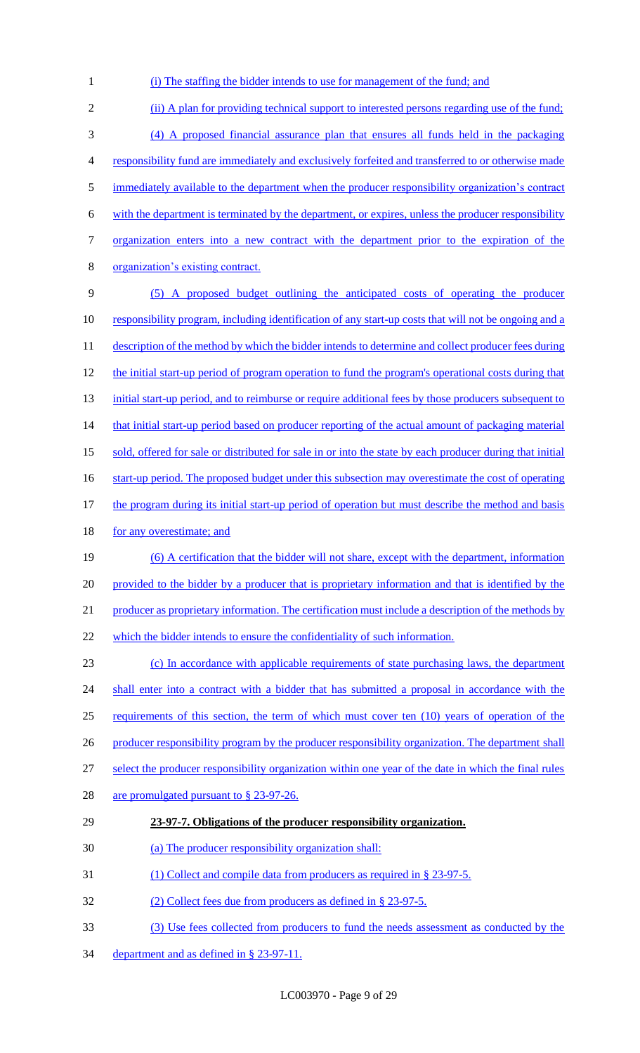(i) The staffing the bidder intends to use for management of the fund; and

(ii) A plan for providing technical support to interested persons regarding use of the fund;

(4) A proposed financial assurance plan that ensures all funds held in the packaging responsibility fund are immediately and exclusively forfeited and transferred to or otherwise made immediately available to the department when the producer responsibility organization's contract with the department is terminated by the department, or expires, unless the producer responsibility organization enters into a new contract with the department prior to the expiration of the organization's existing contract.

(5) A proposed budget outlining the anticipated costs of operating the producer responsibility program, including identification of any start-up costs that will not be ongoing and a description of the method by which the bidder intends to determine and collect producer fees during the initial start-up period of program operation to fund the program's operational costs during that initial start-up period, and to reimburse or require additional fees by those producers subsequent to that initial start-up period based on producer reporting of the actual amount of packaging material sold, offered for sale or distributed for sale in or into the state by each producer during that initial start-up period. The proposed budget under this subsection may overestimate the cost of operating the program during its initial start-up period of operation but must describe the method and basis for any overestimate; and

(6) A certification that the bidder will not share, except with the department, information provided to the bidder by a producer that is proprietary information and that is identified by the producer as proprietary information. The certification must include a description of the methods by which the bidder intends to ensure the confidentiality of such information.

(c) In accordance with applicable requirements of state purchasing laws, the department shall enter into a contract with a bidder that has submitted a proposal in accordance with the requirements of this section, the term of which must cover ten (10) years of operation of the producer responsibility program by the producer responsibility organization. The department shall select the producer responsibility organization within one year of the date in which the final rules are promulgated pursuant to § 23-97-26.

**23-97-7. Obligations of the producer responsibility organization.**

(a) The producer responsibility organization shall:

(1) Collect and compile data from producers as required in § 23-97-5.

(2) Collect fees due from producers as defined in § 23-97-5.

(3) Use fees collected from producers to fund the needs assessment as conducted by the department and as defined in § 23-97-11.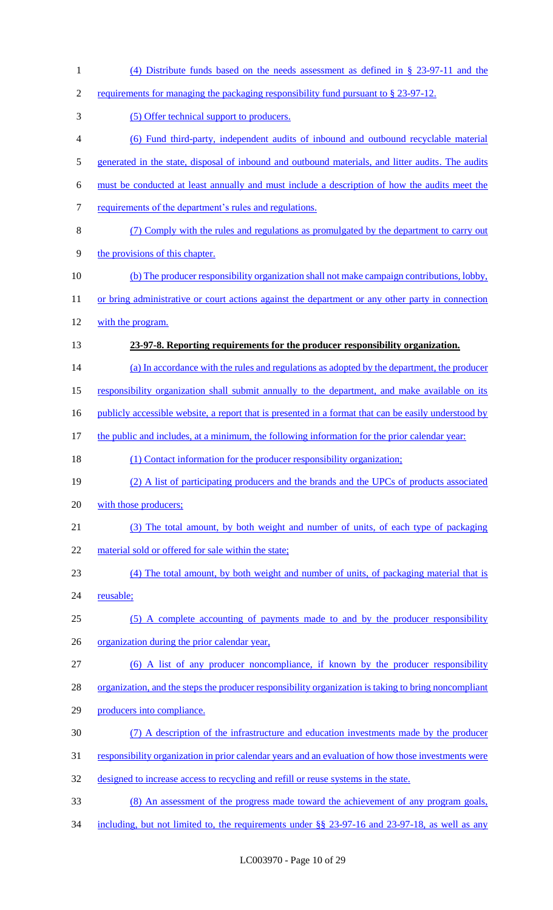(4) Distribute funds based on the needs assessment as defined in § 23-97-11 and the requirements for managing the packaging responsibility fund pursuant to § 23-97-12.

(5) Offer technical support to producers.

(6) Fund third-party, independent audits of inbound and outbound recyclable material generated in the state, disposal of inbound and outbound materials, and litter audits. The audits must be conducted at least annually and must include a description of how the audits meet the requirements of the department's rules and regulations.

(7) Comply with the rules and regulations as promulgated by the department to carry out the provisions of this chapter.

(b) The producer responsibility organization shall not make campaign contributions, lobby, or bring administrative or court actions against the department or any other party in connection with the program.

**23-97-8. Reporting requirements for the producer responsibility organization.**

(a) In accordance with the rules and regulations as adopted by the department, the producer responsibility organization shall submit annually to the department, and make available on its publicly accessible website, a report that is presented in a format that can be easily understood by the public and includes, at a minimum, the following information for the prior calendar year:

(1) Contact information for the producer responsibility organization;

(2) A list of participating producers and the brands and the UPCs of products associated with those producers;

(3) The total amount, by both weight and number of units, of each type of packaging material sold or offered for sale within the state;

(4) The total amount, by both weight and number of units, of packaging material that is reusable;

(5) A complete accounting of payments made to and by the producer responsibility organization during the prior calendar year,

(6) A list of any producer noncompliance, if known by the producer responsibility organization, and the steps the producer responsibility organization is taking to bring noncompliant producers into compliance.

(7) A description of the infrastructure and education investments made by the producer responsibility organization in prior calendar years and an evaluation of how those investments were designed to increase access to recycling and refill or reuse systems in the state.

(8) An assessment of the progress made toward the achievement of any program goals, including, but not limited to, the requirements under §§ 23-97-16 and 23-97-18, as well as any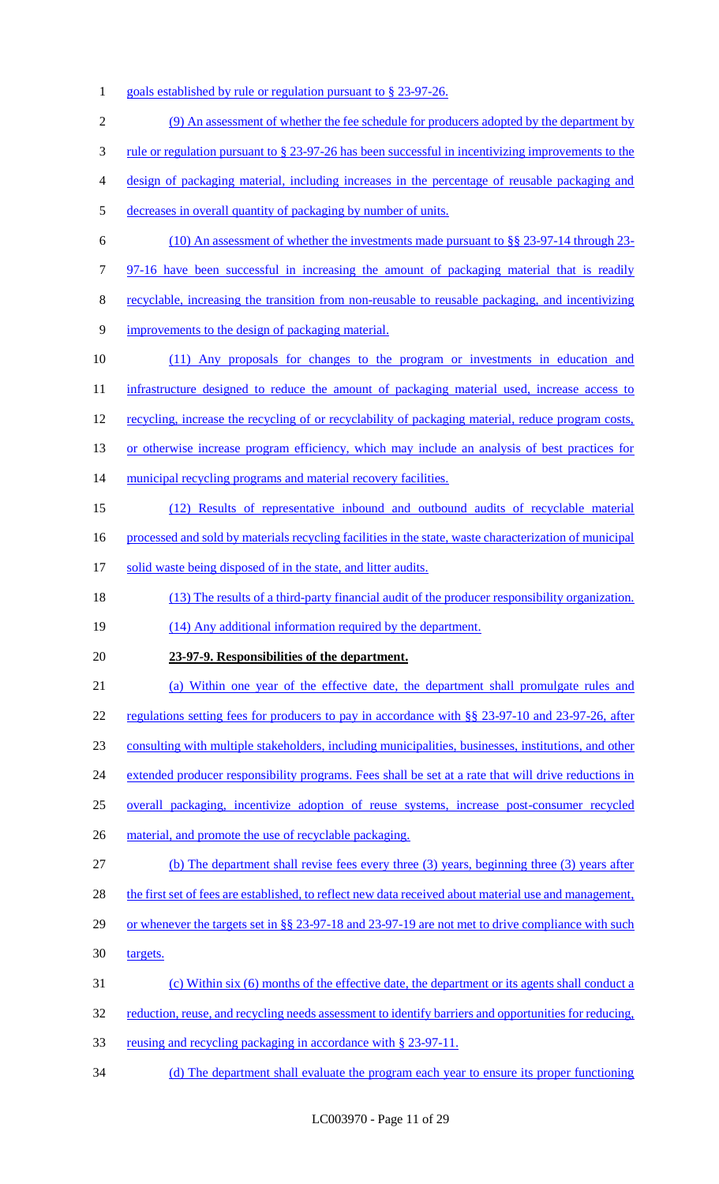goals established by rule or regulation pursuant to § 23-97-26.

(9) An assessment of whether the fee schedule for producers adopted by the department by rule or regulation pursuant to § 23-97-26 has been successful in incentivizing improvements to the design of packaging material, including increases in the percentage of reusable packaging and decreases in overall quantity of packaging by number of units.

(10) An assessment of whether the investments made pursuant to §§ 23-97-14 through 23-97-16 have been successful in increasing the amount of packaging material that is readily recyclable, increasing the transition from non-reusable to reusable packaging, and incentivizing improvements to the design of packaging material.

(11) Any proposals for changes to the program or investments in education and infrastructure designed to reduce the amount of packaging material used, increase access to recycling, increase the recycling of or recyclability of packaging material, reduce program costs, or otherwise increase program efficiency, which may include an analysis of best practices for municipal recycling programs and material recovery facilities.

(12) Results of representative inbound and outbound audits of recyclable material processed and sold by materials recycling facilities in the state, waste characterization of municipal solid waste being disposed of in the state, and litter audits.

(13) The results of a third-party financial audit of the producer responsibility organization.

(14) Any additional information required by the department.

**23-97-9. Responsibilities of the department.**

(a) Within one year of the effective date, the department shall promulgate rules and regulations setting fees for producers to pay in accordance with §§ 23-97-10 and 23-97-26, after consulting with multiple stakeholders, including municipalities, businesses, institutions, and other extended producer responsibility programs. Fees shall be set at a rate that will drive reductions in overall packaging, incentivize adoption of reuse systems, increase post-consumer recycled material, and promote the use of recyclable packaging.

(b) The department shall revise fees every three (3) years, beginning three (3) years after the first set of fees are established, to reflect new data received about material use and management, or whenever the targets set in §§ 23-97-18 and 23-97-19 are not met to drive compliance with such targets.

(c) Within six (6) months of the effective date, the department or its agents shall conduct a reduction, reuse, and recycling needs assessment to identify barriers and opportunities for reducing, reusing and recycling packaging in accordance with § 23-97-11.

(d) The department shall evaluate the program each year to ensure its proper functioning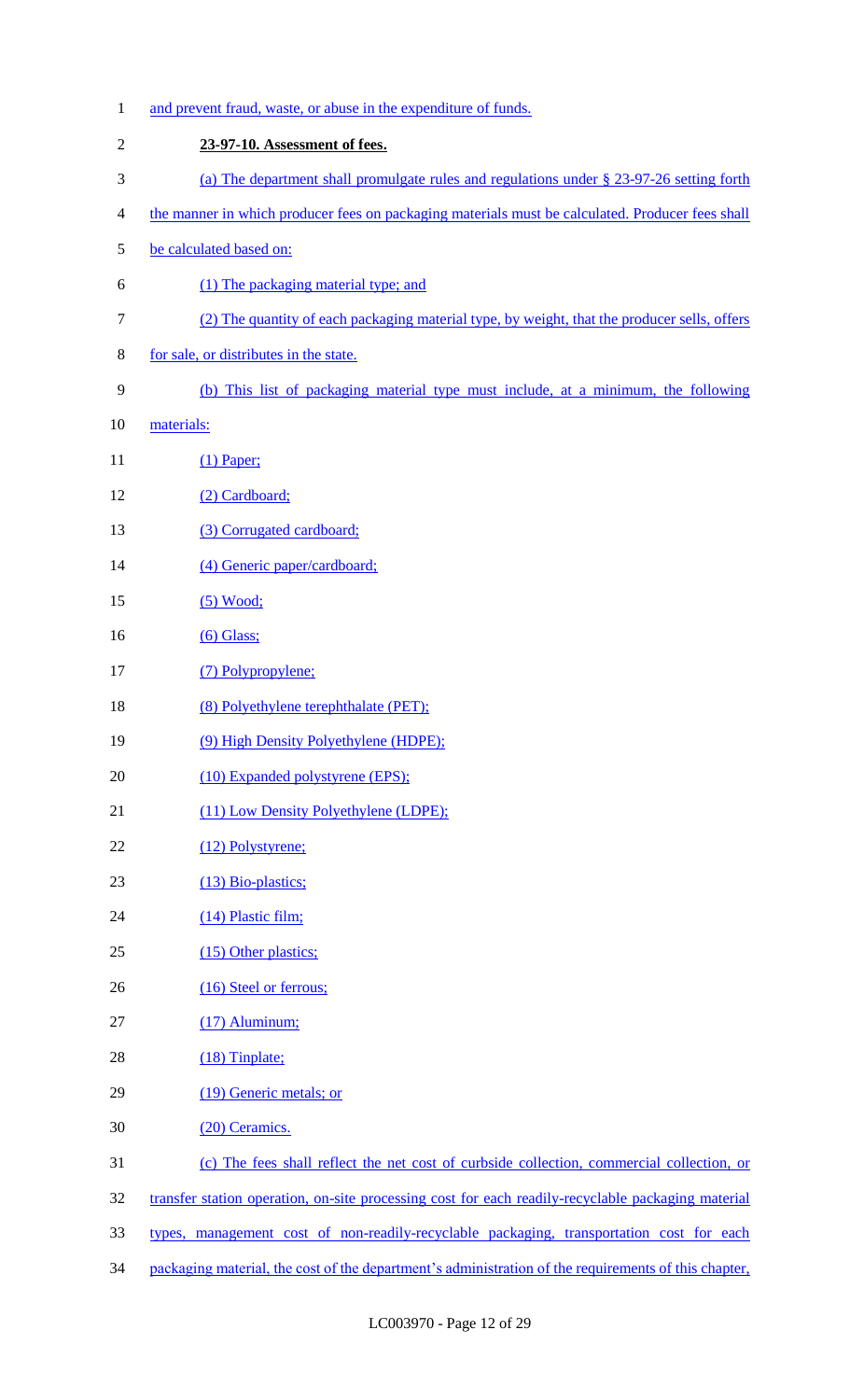and prevent fraud, waste, or abuse in the expenditure of funds.

**23-97-10. Assessment of fees.**

(a) The department shall promulgate rules and regulations under § 23-97-26 setting forth the manner in which producer fees on packaging materials must be calculated. Producer fees shall be calculated based on:

(1) The packaging material type; and

(2) The quantity of each packaging material type, by weight, that the producer sells, offers for sale, or distributes in the state.

(b) This list of packaging material type must include, at a minimum, the following materials:

(1) Paper;

(2) Cardboard;

(3) Corrugated cardboard;

(4) Generic paper/cardboard;

(5) Wood;

(6) Glass;

(7) Polypropylene;

(8) Polyethylene terephthalate (PET);

(9) High Density Polyethylene (HDPE);

(10) Expanded polystyrene (EPS);

(11) Low Density Polyethylene (LDPE);

(12) Polystyrene;

(13) Bio-plastics;

(14) Plastic film;

(15) Other plastics;

(16) Steel or ferrous;

(17) Aluminum;

(18) Tinplate;

(19) Generic metals; or

(20) Ceramics.

(c) The fees shall reflect the net cost of curbside collection, commercial collection, or transfer station operation, on-site processing cost for each readily-recyclable packaging material types, management cost of non-readily-recyclable packaging, transportation cost for each packaging material, the cost of the department's administration of the requirements of this chapter,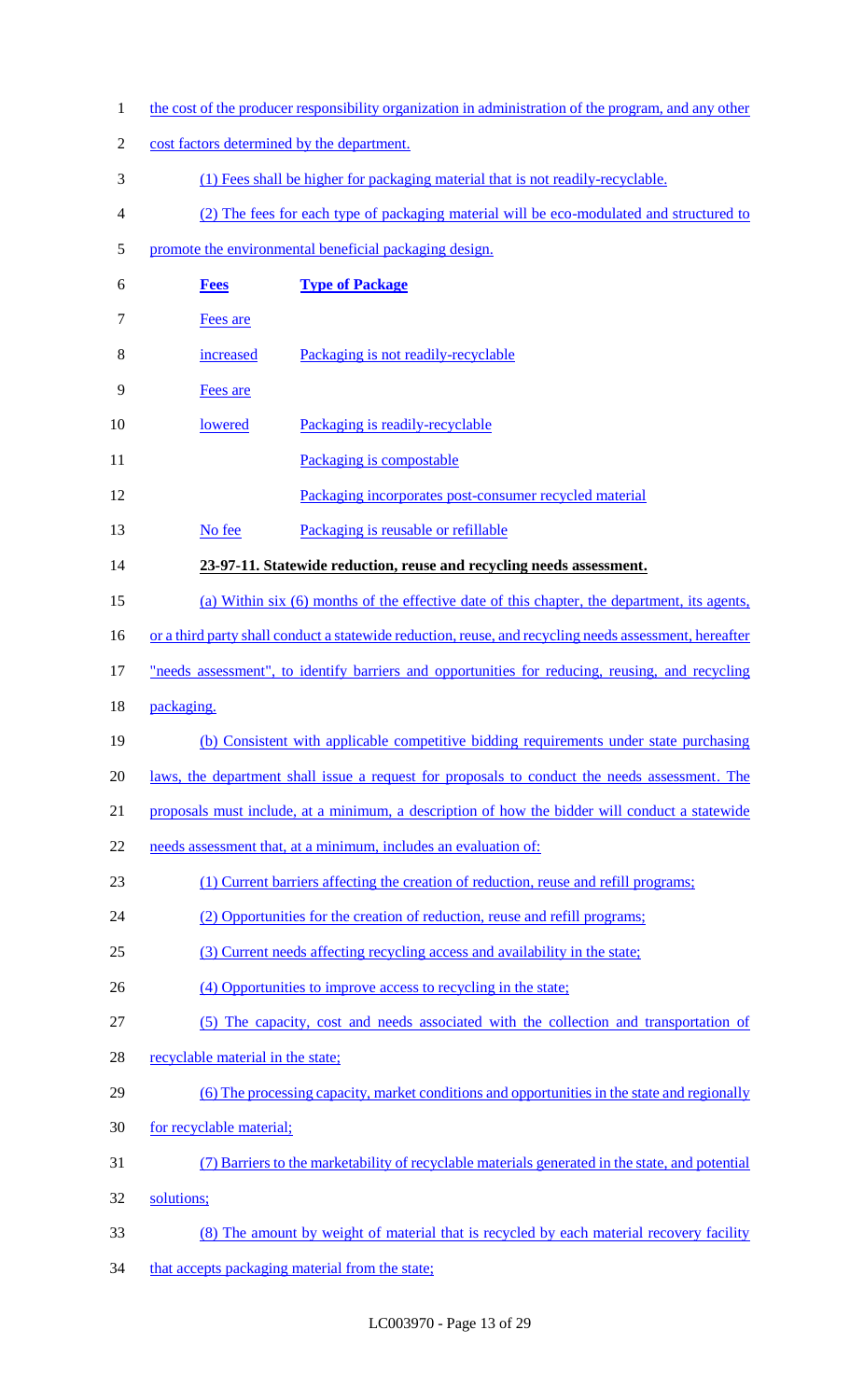the cost of the producer responsibility organization in administration of the program, and any other cost factors determined by the department.

(1) Fees shall be higher for packaging material that is not readily-recyclable.

(2) The fees for each type of packaging material will be eco-modulated and structured to promote the environmental beneficial packaging design.

| **Fees** | **Type of Package** |
|---|---|
| Fees are increased | Packaging is not readily-recyclable |
| Fees are lowered | Packaging is readily-recyclable |
| | Packaging is compostable |
| | Packaging incorporates post-consumer recycled material |
| No fee | Packaging is reusable or refillable |

**23-97-11. Statewide reduction, reuse and recycling needs assessment.**

(a) Within six (6) months of the effective date of this chapter, the department, its agents, or a third party shall conduct a statewide reduction, reuse, and recycling needs assessment, hereafter "needs assessment", to identify barriers and opportunities for reducing, reusing, and recycling packaging.

(b) Consistent with applicable competitive bidding requirements under state purchasing laws, the department shall issue a request for proposals to conduct the needs assessment. The proposals must include, at a minimum, a description of how the bidder will conduct a statewide needs assessment that, at a minimum, includes an evaluation of:

(1) Current barriers affecting the creation of reduction, reuse and refill programs;

(2) Opportunities for the creation of reduction, reuse and refill programs;

(3) Current needs affecting recycling access and availability in the state;

(4) Opportunities to improve access to recycling in the state;

(5) The capacity, cost and needs associated with the collection and transportation of recyclable material in the state;

(6) The processing capacity, market conditions and opportunities in the state and regionally for recyclable material;

(7) Barriers to the marketability of recyclable materials generated in the state, and potential solutions;

(8) The amount by weight of material that is recycled by each material recovery facility that accepts packaging material from the state;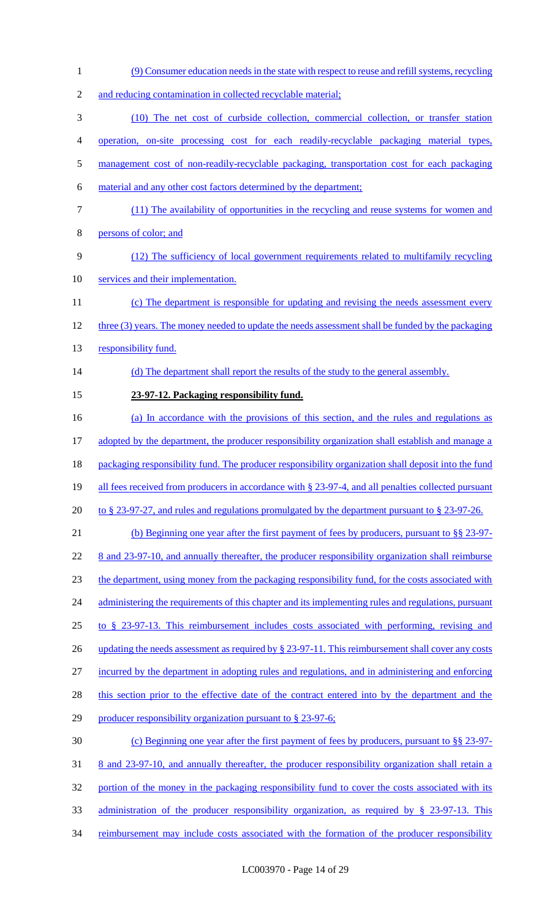(9) Consumer education needs in the state with respect to reuse and refill systems, recycling and reducing contamination in collected recyclable material;

(10) The net cost of curbside collection, commercial collection, or transfer station operation, on-site processing cost for each readily-recyclable packaging material types, management cost of non-readily-recyclable packaging, transportation cost for each packaging material and any other cost factors determined by the department;

(11) The availability of opportunities in the recycling and reuse systems for women and persons of color; and

(12) The sufficiency of local government requirements related to multifamily recycling services and their implementation.

(c) The department is responsible for updating and revising the needs assessment every three (3) years. The money needed to update the needs assessment shall be funded by the packaging responsibility fund.

(d) The department shall report the results of the study to the general assembly.

**23-97-12. Packaging responsibility fund.**

(a) In accordance with the provisions of this section, and the rules and regulations as adopted by the department, the producer responsibility organization shall establish and manage a packaging responsibility fund. The producer responsibility organization shall deposit into the fund all fees received from producers in accordance with § 23-97-4, and all penalties collected pursuant to § 23-97-27, and rules and regulations promulgated by the department pursuant to § 23-97-26.

(b) Beginning one year after the first payment of fees by producers, pursuant to §§ 23-97-8 and 23-97-10, and annually thereafter, the producer responsibility organization shall reimburse the department, using money from the packaging responsibility fund, for the costs associated with administering the requirements of this chapter and its implementing rules and regulations, pursuant to § 23-97-13. This reimbursement includes costs associated with performing, revising and updating the needs assessment as required by § 23-97-11. This reimbursement shall cover any costs incurred by the department in adopting rules and regulations, and in administering and enforcing this section prior to the effective date of the contract entered into by the department and the producer responsibility organization pursuant to § 23-97-6;

(c) Beginning one year after the first payment of fees by producers, pursuant to §§ 23-97-8 and 23-97-10, and annually thereafter, the producer responsibility organization shall retain a portion of the money in the packaging responsibility fund to cover the costs associated with its administration of the producer responsibility organization, as required by § 23-97-13. This reimbursement may include costs associated with the formation of the producer responsibility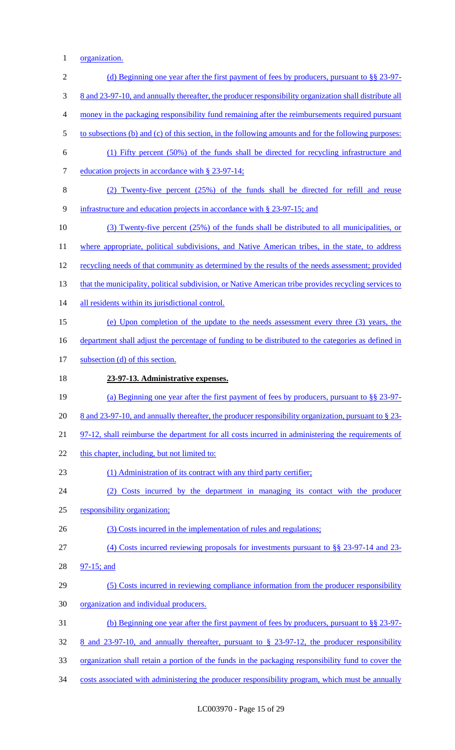organization.

(d) Beginning one year after the first payment of fees by producers, pursuant to §§ 23-97-8 and 23-97-10, and annually thereafter, the producer responsibility organization shall distribute all money in the packaging responsibility fund remaining after the reimbursements required pursuant to subsections (b) and (c) of this section, in the following amounts and for the following purposes:

(1) Fifty percent (50%) of the funds shall be directed for recycling infrastructure and education projects in accordance with § 23-97-14;

(2) Twenty-five percent (25%) of the funds shall be directed for refill and reuse infrastructure and education projects in accordance with § 23-97-15; and

(3) Twenty-five percent (25%) of the funds shall be distributed to all municipalities, or where appropriate, political subdivisions, and Native American tribes, in the state, to address recycling needs of that community as determined by the results of the needs assessment; provided that the municipality, political subdivision, or Native American tribe provides recycling services to all residents within its jurisdictional control.

(e) Upon completion of the update to the needs assessment every three (3) years, the department shall adjust the percentage of funding to be distributed to the categories as defined in subsection (d) of this section.

**23-97-13. Administrative expenses.**

(a) Beginning one year after the first payment of fees by producers, pursuant to §§ 23-97-8 and 23-97-10, and annually thereafter, the producer responsibility organization, pursuant to § 23-97-12, shall reimburse the department for all costs incurred in administering the requirements of this chapter, including, but not limited to:

(1) Administration of its contract with any third party certifier;

(2) Costs incurred by the department in managing its contact with the producer responsibility organization;

(3) Costs incurred in the implementation of rules and regulations;

(4) Costs incurred reviewing proposals for investments pursuant to §§ 23-97-14 and 23-97-15; and

(5) Costs incurred in reviewing compliance information from the producer responsibility organization and individual producers.

(b) Beginning one year after the first payment of fees by producers, pursuant to §§ 23-97-8 and 23-97-10, and annually thereafter, pursuant to § 23-97-12, the producer responsibility organization shall retain a portion of the funds in the packaging responsibility fund to cover the costs associated with administering the producer responsibility program, which must be annually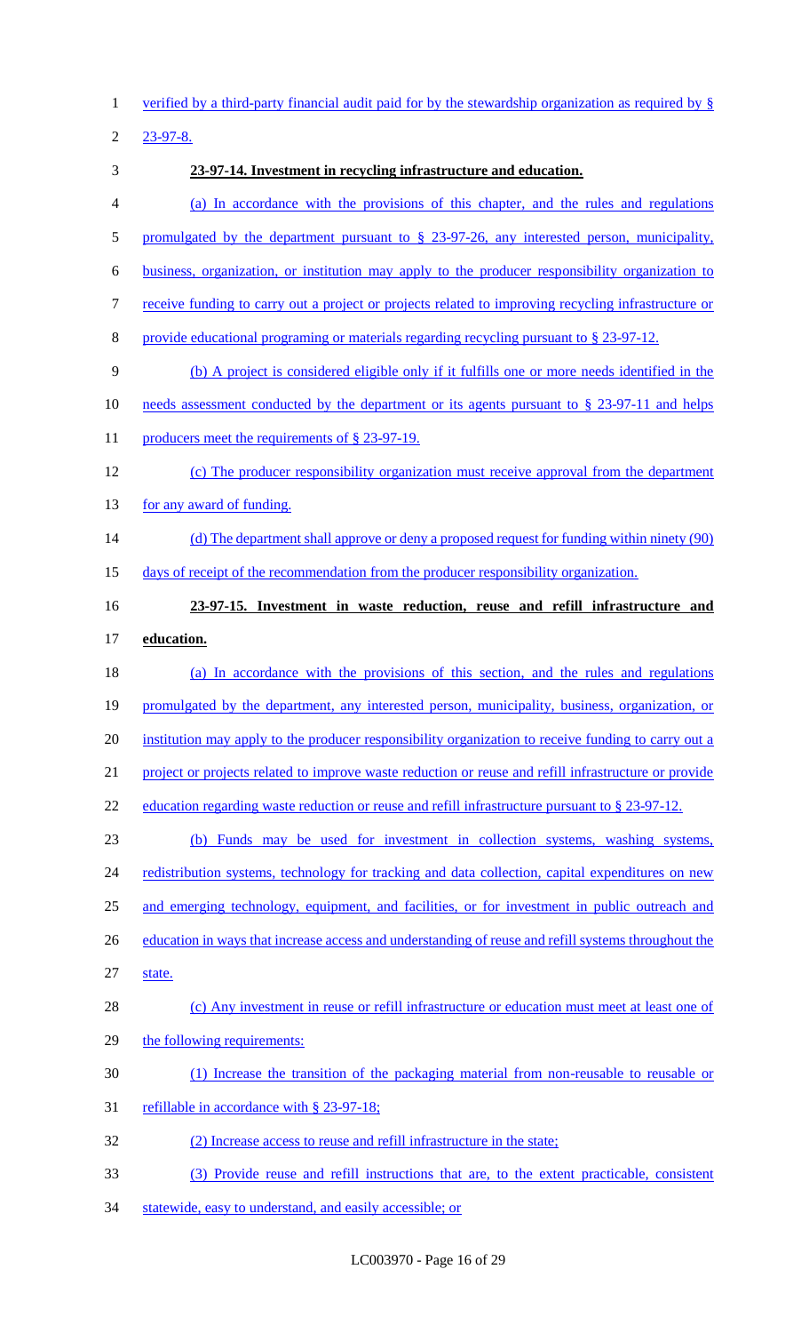verified by a third-party financial audit paid for by the stewardship organization as required by § 23-97-8.

**23-97-14. Investment in recycling infrastructure and education.**

(a) In accordance with the provisions of this chapter, and the rules and regulations promulgated by the department pursuant to § 23-97-26, any interested person, municipality, business, organization, or institution may apply to the producer responsibility organization to receive funding to carry out a project or projects related to improving recycling infrastructure or provide educational programing or materials regarding recycling pursuant to § 23-97-12.

(b) A project is considered eligible only if it fulfills one or more needs identified in the needs assessment conducted by the department or its agents pursuant to § 23-97-11 and helps producers meet the requirements of § 23-97-19.

(c) The producer responsibility organization must receive approval from the department for any award of funding.

(d) The department shall approve or deny a proposed request for funding within ninety (90) days of receipt of the recommendation from the producer responsibility organization.

**23-97-15. Investment in waste reduction, reuse and refill infrastructure and education.**

(a) In accordance with the provisions of this section, and the rules and regulations promulgated by the department, any interested person, municipality, business, organization, or institution may apply to the producer responsibility organization to receive funding to carry out a project or projects related to improve waste reduction or reuse and refill infrastructure or provide education regarding waste reduction or reuse and refill infrastructure pursuant to § 23-97-12.

(b) Funds may be used for investment in collection systems, washing systems, redistribution systems, technology for tracking and data collection, capital expenditures on new and emerging technology, equipment, and facilities, or for investment in public outreach and education in ways that increase access and understanding of reuse and refill systems throughout the state.

(c) Any investment in reuse or refill infrastructure or education must meet at least one of the following requirements:

(1) Increase the transition of the packaging material from non-reusable to reusable or refillable in accordance with § 23-97-18;

(2) Increase access to reuse and refill infrastructure in the state;

(3) Provide reuse and refill instructions that are, to the extent practicable, consistent statewide, easy to understand, and easily accessible; or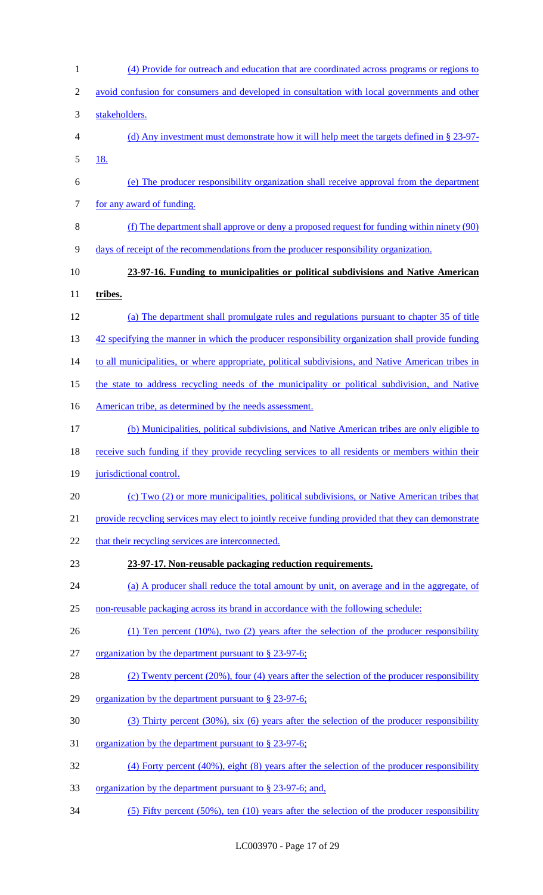(4) Provide for outreach and education that are coordinated across programs or regions to avoid confusion for consumers and developed in consultation with local governments and other stakeholders.

(d) Any investment must demonstrate how it will help meet the targets defined in § 23-97-18.

(e) The producer responsibility organization shall receive approval from the department for any award of funding.

(f) The department shall approve or deny a proposed request for funding within ninety (90) days of receipt of the recommendations from the producer responsibility organization.

**23-97-16. Funding to municipalities or political subdivisions and Native American tribes.**

(a) The department shall promulgate rules and regulations pursuant to chapter 35 of title 42 specifying the manner in which the producer responsibility organization shall provide funding to all municipalities, or where appropriate, political subdivisions, and Native American tribes in the state to address recycling needs of the municipality or political subdivision, and Native American tribe, as determined by the needs assessment.

(b) Municipalities, political subdivisions, and Native American tribes are only eligible to receive such funding if they provide recycling services to all residents or members within their jurisdictional control.

(c) Two (2) or more municipalities, political subdivisions, or Native American tribes that provide recycling services may elect to jointly receive funding provided that they can demonstrate that their recycling services are interconnected.

**23-97-17. Non-reusable packaging reduction requirements.**

(a) A producer shall reduce the total amount by unit, on average and in the aggregate, of non-reusable packaging across its brand in accordance with the following schedule:

(1) Ten percent (10%), two (2) years after the selection of the producer responsibility organization by the department pursuant to § 23-97-6;

(2) Twenty percent (20%), four (4) years after the selection of the producer responsibility organization by the department pursuant to § 23-97-6;

(3) Thirty percent (30%), six (6) years after the selection of the producer responsibility organization by the department pursuant to § 23-97-6;

(4) Forty percent (40%), eight (8) years after the selection of the producer responsibility organization by the department pursuant to § 23-97-6; and,

(5) Fifty percent (50%), ten (10) years after the selection of the producer responsibility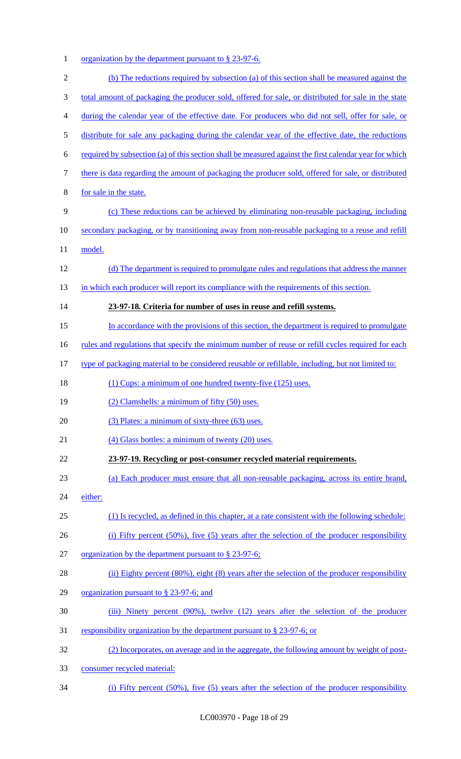organization by the department pursuant to § 23-97-6.

(b) The reductions required by subsection (a) of this section shall be measured against the total amount of packaging the producer sold, offered for sale, or distributed for sale in the state during the calendar year of the effective date. For producers who did not sell, offer for sale, or distribute for sale any packaging during the calendar year of the effective date, the reductions required by subsection (a) of this section shall be measured against the first calendar year for which there is data regarding the amount of packaging the producer sold, offered for sale, or distributed for sale in the state.

(c) These reductions can be achieved by eliminating non-reusable packaging, including secondary packaging, or by transitioning away from non-reusable packaging to a reuse and refill model.

(d) The department is required to promulgate rules and regulations that address the manner in which each producer will report its compliance with the requirements of this section.

**23-97-18. Criteria for number of uses in reuse and refill systems.**

In accordance with the provisions of this section, the department is required to promulgate rules and regulations that specify the minimum number of reuse or refill cycles required for each type of packaging material to be considered reusable or refillable, including, but not limited to:

(1) Cups: a minimum of one hundred twenty-five (125) uses.

(2) Clamshells: a minimum of fifty (50) uses.

(3) Plates: a minimum of sixty-three (63) uses.

(4) Glass bottles: a minimum of twenty (20) uses.

**23-97-19. Recycling or post-consumer recycled material requirements.**

(a) Each producer must ensure that all non-reusable packaging, across its entire brand, either:

(1) Is recycled, as defined in this chapter, at a rate consistent with the following schedule:

(i) Fifty percent (50%), five (5) years after the selection of the producer responsibility organization by the department pursuant to § 23-97-6;

(ii) Eighty percent (80%), eight (8) years after the selection of the producer responsibility organization pursuant to § 23-97-6; and

(iii) Ninety percent (90%), twelve (12) years after the selection of the producer responsibility organization by the department pursuant to § 23-97-6; or

(2) Incorporates, on average and in the aggregate, the following amount by weight of post-consumer recycled material:

(i) Fifty percent (50%), five (5) years after the selection of the producer responsibility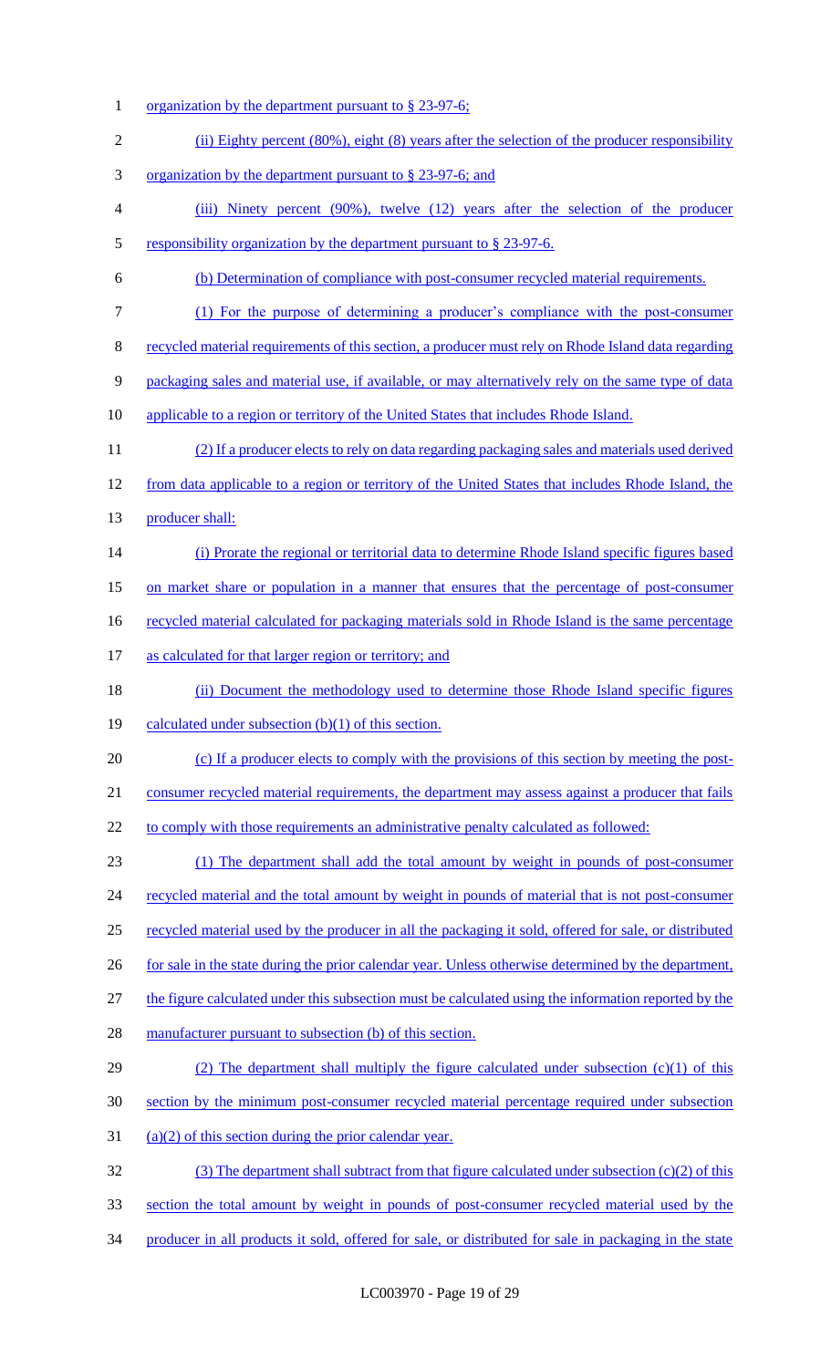organization by the department pursuant to § 23-97-6;

(ii) Eighty percent (80%), eight (8) years after the selection of the producer responsibility organization by the department pursuant to § 23-97-6; and

(iii) Ninety percent (90%), twelve (12) years after the selection of the producer responsibility organization by the department pursuant to § 23-97-6.

(b) Determination of compliance with post-consumer recycled material requirements.

(1) For the purpose of determining a producer's compliance with the post-consumer recycled material requirements of this section, a producer must rely on Rhode Island data regarding packaging sales and material use, if available, or may alternatively rely on the same type of data applicable to a region or territory of the United States that includes Rhode Island.

(2) If a producer elects to rely on data regarding packaging sales and materials used derived from data applicable to a region or territory of the United States that includes Rhode Island, the producer shall:

(i) Prorate the regional or territorial data to determine Rhode Island specific figures based on market share or population in a manner that ensures that the percentage of post-consumer recycled material calculated for packaging materials sold in Rhode Island is the same percentage as calculated for that larger region or territory; and

(ii) Document the methodology used to determine those Rhode Island specific figures calculated under subsection (b)(1) of this section.

(c) If a producer elects to comply with the provisions of this section by meeting the post-consumer recycled material requirements, the department may assess against a producer that fails to comply with those requirements an administrative penalty calculated as followed:

(1) The department shall add the total amount by weight in pounds of post-consumer recycled material and the total amount by weight in pounds of material that is not post-consumer recycled material used by the producer in all the packaging it sold, offered for sale, or distributed for sale in the state during the prior calendar year. Unless otherwise determined by the department, the figure calculated under this subsection must be calculated using the information reported by the manufacturer pursuant to subsection (b) of this section.

(2) The department shall multiply the figure calculated under subsection (c)(1) of this section by the minimum post-consumer recycled material percentage required under subsection (a)(2) of this section during the prior calendar year.

(3) The department shall subtract from that figure calculated under subsection (c)(2) of this section the total amount by weight in pounds of post-consumer recycled material used by the producer in all products it sold, offered for sale, or distributed for sale in packaging in the state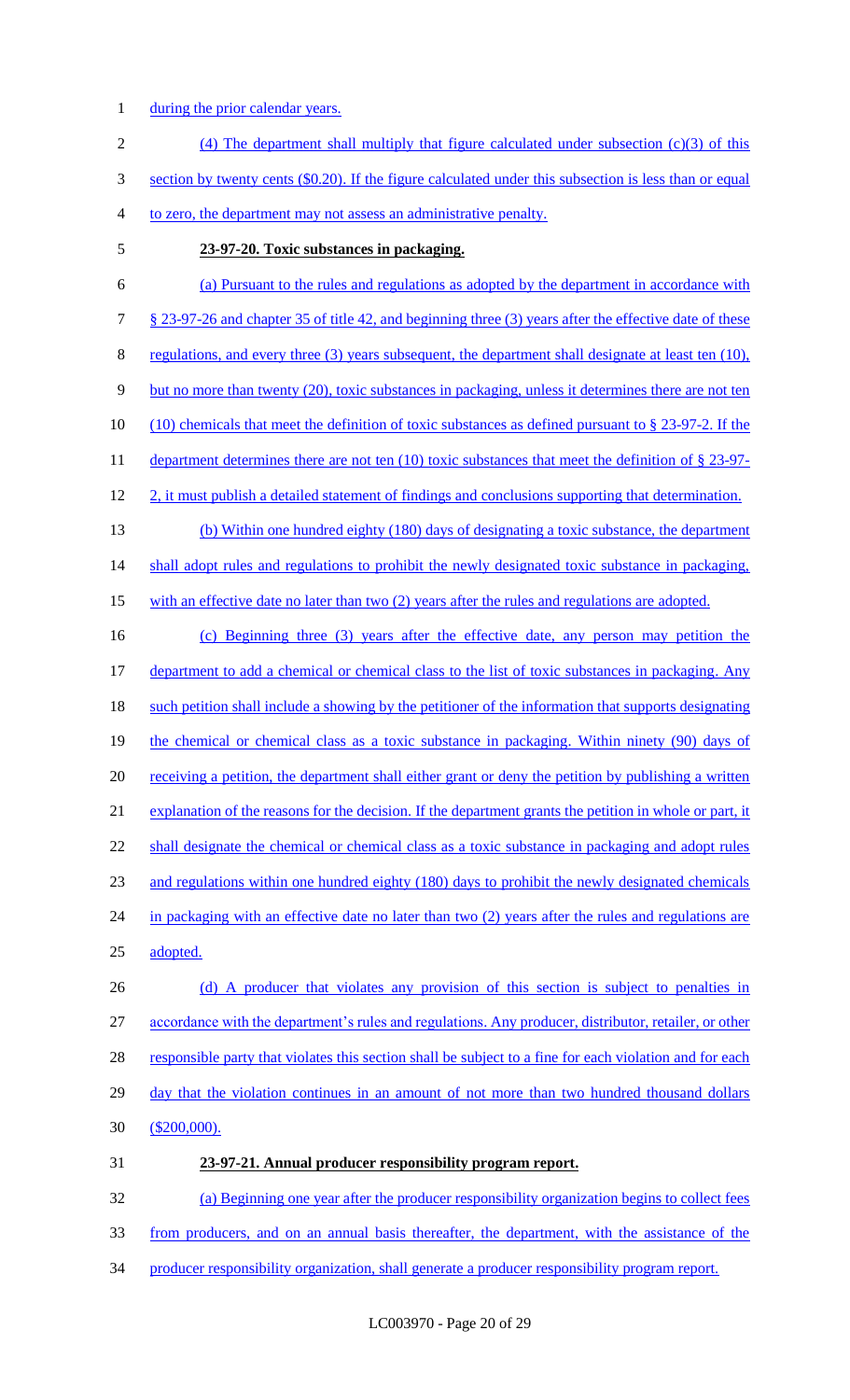during the prior calendar years.

(4) The department shall multiply that figure calculated under subsection (c)(3) of this section by twenty cents ($0.20). If the figure calculated under this subsection is less than or equal to zero, the department may not assess an administrative penalty.

**23-97-20. Toxic substances in packaging.**

(a) Pursuant to the rules and regulations as adopted by the department in accordance with § 23-97-26 and chapter 35 of title 42, and beginning three (3) years after the effective date of these regulations, and every three (3) years subsequent, the department shall designate at least ten (10), but no more than twenty (20), toxic substances in packaging, unless it determines there are not ten (10) chemicals that meet the definition of toxic substances as defined pursuant to § 23-97-2. If the department determines there are not ten (10) toxic substances that meet the definition of § 23-97-2, it must publish a detailed statement of findings and conclusions supporting that determination.

(b) Within one hundred eighty (180) days of designating a toxic substance, the department shall adopt rules and regulations to prohibit the newly designated toxic substance in packaging, with an effective date no later than two (2) years after the rules and regulations are adopted.

(c) Beginning three (3) years after the effective date, any person may petition the department to add a chemical or chemical class to the list of toxic substances in packaging. Any such petition shall include a showing by the petitioner of the information that supports designating the chemical or chemical class as a toxic substance in packaging. Within ninety (90) days of receiving a petition, the department shall either grant or deny the petition by publishing a written explanation of the reasons for the decision. If the department grants the petition in whole or part, it shall designate the chemical or chemical class as a toxic substance in packaging and adopt rules and regulations within one hundred eighty (180) days to prohibit the newly designated chemicals in packaging with an effective date no later than two (2) years after the rules and regulations are adopted.

(d) A producer that violates any provision of this section is subject to penalties in accordance with the department's rules and regulations. Any producer, distributor, retailer, or other responsible party that violates this section shall be subject to a fine for each violation and for each day that the violation continues in an amount of not more than two hundred thousand dollars ($200,000).

**23-97-21. Annual producer responsibility program report.**

(a) Beginning one year after the producer responsibility organization begins to collect fees from producers, and on an annual basis thereafter, the department, with the assistance of the producer responsibility organization, shall generate a producer responsibility program report.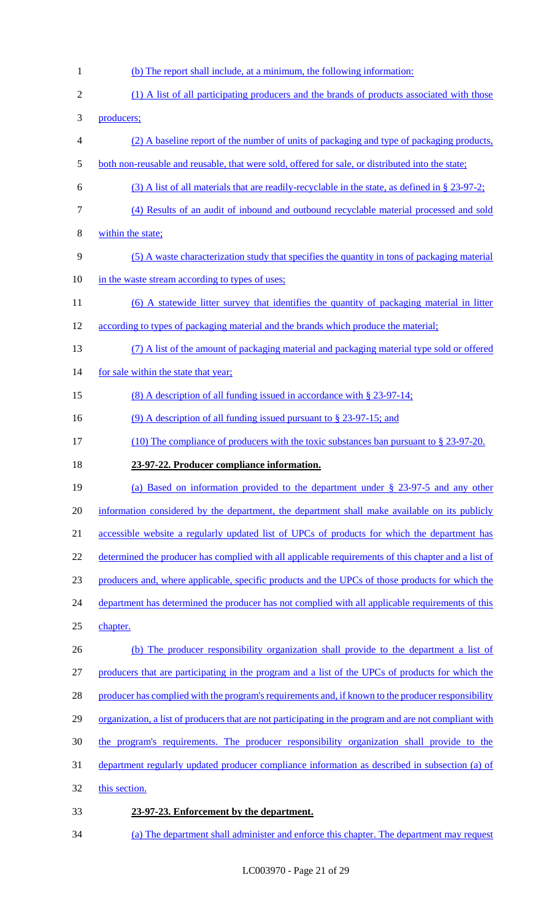(b) The report shall include, at a minimum, the following information:

(1) A list of all participating producers and the brands of products associated with those producers;

(2) A baseline report of the number of units of packaging and type of packaging products, both non-reusable and reusable, that were sold, offered for sale, or distributed into the state;

(3) A list of all materials that are readily-recyclable in the state, as defined in § 23-97-2;

(4) Results of an audit of inbound and outbound recyclable material processed and sold within the state;

(5) A waste characterization study that specifies the quantity in tons of packaging material in the waste stream according to types of uses;

(6) A statewide litter survey that identifies the quantity of packaging material in litter according to types of packaging material and the brands which produce the material;

(7) A list of the amount of packaging material and packaging material type sold or offered for sale within the state that year;

(8) A description of all funding issued in accordance with § 23-97-14;

(9) A description of all funding issued pursuant to § 23-97-15; and

(10) The compliance of producers with the toxic substances ban pursuant to § 23-97-20.

**23-97-22. Producer compliance information.**

(a) Based on information provided to the department under § 23-97-5 and any other information considered by the department, the department shall make available on its publicly accessible website a regularly updated list of UPCs of products for which the department has determined the producer has complied with all applicable requirements of this chapter and a list of producers and, where applicable, specific products and the UPCs of those products for which the department has determined the producer has not complied with all applicable requirements of this chapter.

(b) The producer responsibility organization shall provide to the department a list of producers that are participating in the program and a list of the UPCs of products for which the producer has complied with the program's requirements and, if known to the producer responsibility organization, a list of producers that are not participating in the program and are not compliant with the program's requirements. The producer responsibility organization shall provide to the department regularly updated producer compliance information as described in subsection (a) of this section.

**23-97-23. Enforcement by the department.**

(a) The department shall administer and enforce this chapter. The department may request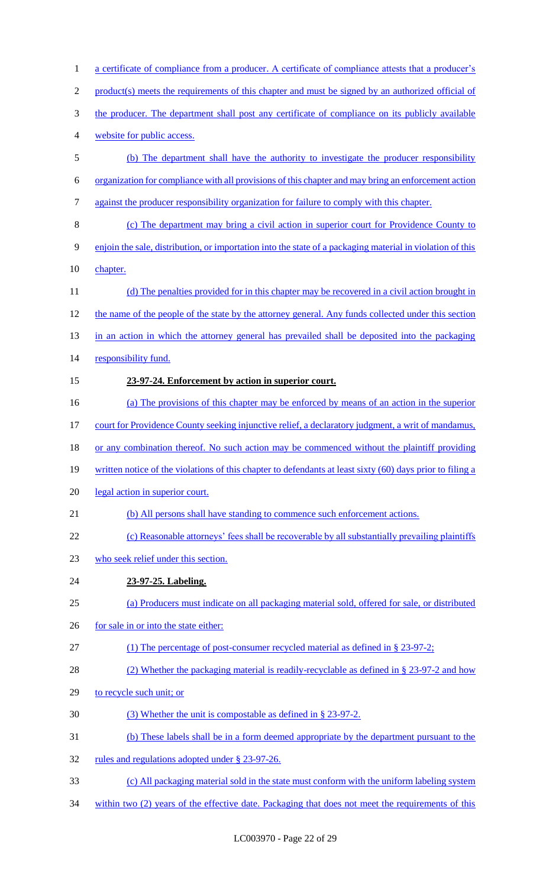a certificate of compliance from a producer. A certificate of compliance attests that a producer's product(s) meets the requirements of this chapter and must be signed by an authorized official of the producer. The department shall post any certificate of compliance on its publicly available website for public access.

(b) The department shall have the authority to investigate the producer responsibility organization for compliance with all provisions of this chapter and may bring an enforcement action against the producer responsibility organization for failure to comply with this chapter.

(c) The department may bring a civil action in superior court for Providence County to enjoin the sale, distribution, or importation into the state of a packaging material in violation of this chapter.

(d) The penalties provided for in this chapter may be recovered in a civil action brought in the name of the people of the state by the attorney general. Any funds collected under this section in an action in which the attorney general has prevailed shall be deposited into the packaging responsibility fund.

**23-97-24. Enforcement by action in superior court.**

(a) The provisions of this chapter may be enforced by means of an action in the superior court for Providence County seeking injunctive relief, a declaratory judgment, a writ of mandamus, or any combination thereof. No such action may be commenced without the plaintiff providing written notice of the violations of this chapter to defendants at least sixty (60) days prior to filing a legal action in superior court.

(b) All persons shall have standing to commence such enforcement actions.

(c) Reasonable attorneys' fees shall be recoverable by all substantially prevailing plaintiffs who seek relief under this section.

**23-97-25. Labeling.**

(a) Producers must indicate on all packaging material sold, offered for sale, or distributed for sale in or into the state either:

(1) The percentage of post-consumer recycled material as defined in § 23-97-2;

(2) Whether the packaging material is readily-recyclable as defined in § 23-97-2 and how to recycle such unit; or

(3) Whether the unit is compostable as defined in § 23-97-2.

(b) These labels shall be in a form deemed appropriate by the department pursuant to the rules and regulations adopted under § 23-97-26.

(c) All packaging material sold in the state must conform with the uniform labeling system within two (2) years of the effective date. Packaging that does not meet the requirements of this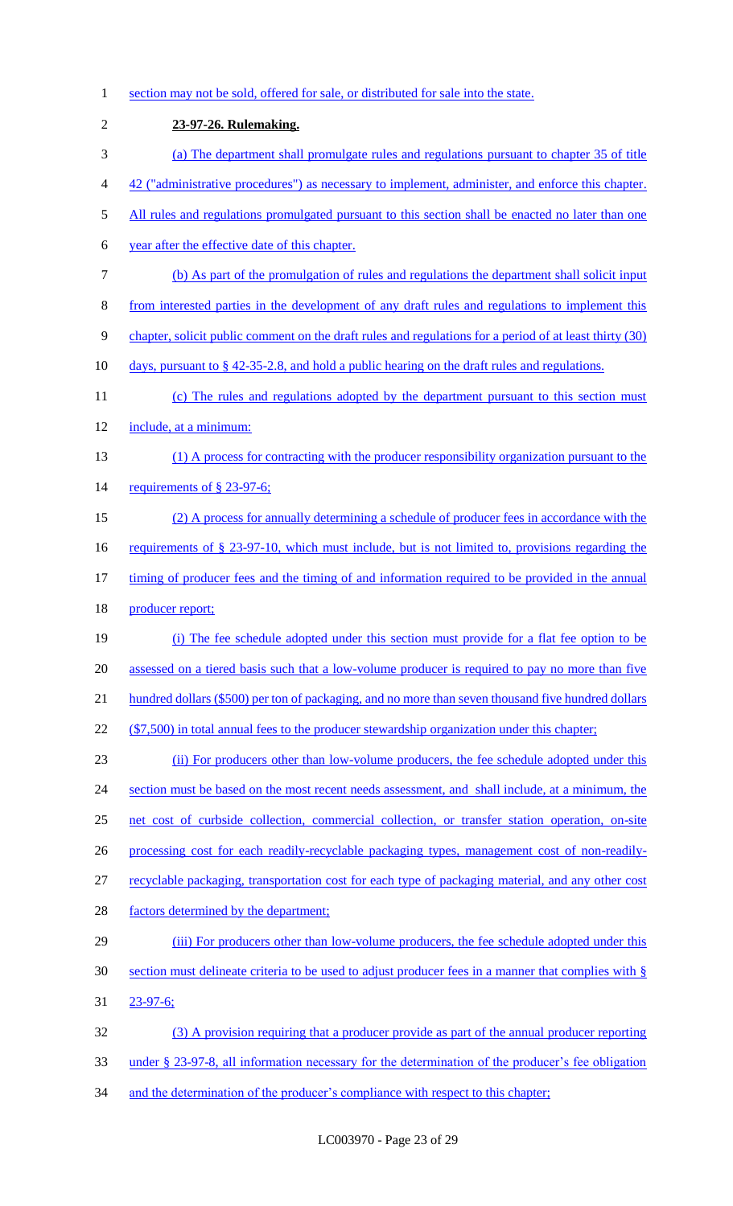section may not be sold, offered for sale, or distributed for sale into the state.

**23-97-26. Rulemaking.**

(a) The department shall promulgate rules and regulations pursuant to chapter 35 of title 42 ("administrative procedures") as necessary to implement, administer, and enforce this chapter. All rules and regulations promulgated pursuant to this section shall be enacted no later than one year after the effective date of this chapter.

(b) As part of the promulgation of rules and regulations the department shall solicit input from interested parties in the development of any draft rules and regulations to implement this chapter, solicit public comment on the draft rules and regulations for a period of at least thirty (30) days, pursuant to § 42-35-2.8, and hold a public hearing on the draft rules and regulations.

(c) The rules and regulations adopted by the department pursuant to this section must include, at a minimum:

(1) A process for contracting with the producer responsibility organization pursuant to the requirements of § 23-97-6;

(2) A process for annually determining a schedule of producer fees in accordance with the requirements of § 23-97-10, which must include, but is not limited to, provisions regarding the timing of producer fees and the timing of and information required to be provided in the annual producer report;

(i) The fee schedule adopted under this section must provide for a flat fee option to be assessed on a tiered basis such that a low-volume producer is required to pay no more than five hundred dollars ($500) per ton of packaging, and no more than seven thousand five hundred dollars ($7,500) in total annual fees to the producer stewardship organization under this chapter;

(ii) For producers other than low-volume producers, the fee schedule adopted under this section must be based on the most recent needs assessment, and shall include, at a minimum, the net cost of curbside collection, commercial collection, or transfer station operation, on-site processing cost for each readily-recyclable packaging types, management cost of non-readily-recyclable packaging, transportation cost for each type of packaging material, and any other cost factors determined by the department;

(iii) For producers other than low-volume producers, the fee schedule adopted under this section must delineate criteria to be used to adjust producer fees in a manner that complies with § 23-97-6;

(3) A provision requiring that a producer provide as part of the annual producer reporting under § 23-97-8, all information necessary for the determination of the producer's fee obligation and the determination of the producer's compliance with respect to this chapter;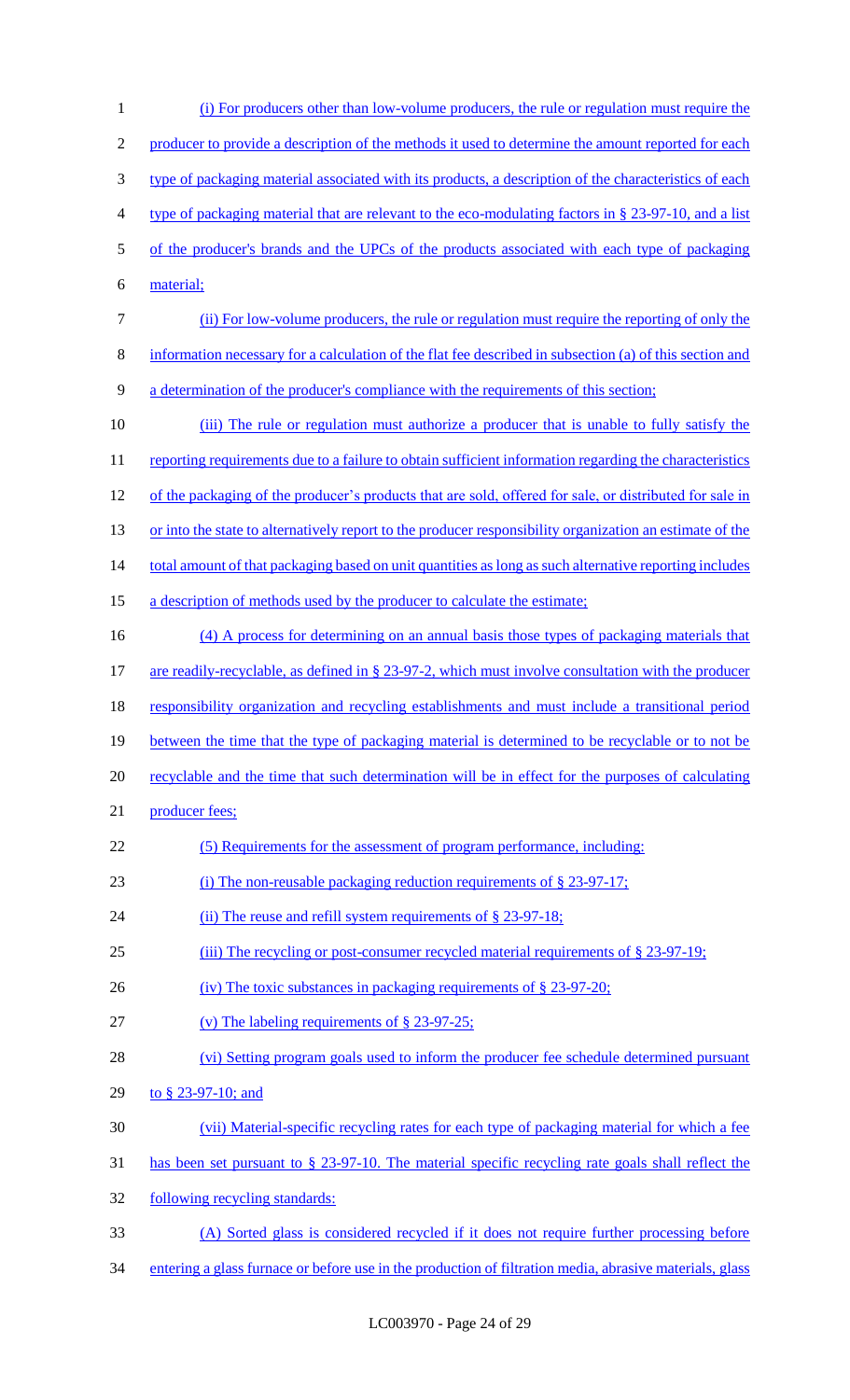(i) For producers other than low-volume producers, the rule or regulation must require the producer to provide a description of the methods it used to determine the amount reported for each type of packaging material associated with its products, a description of the characteristics of each type of packaging material that are relevant to the eco-modulating factors in § 23-97-10, and a list of the producer's brands and the UPCs of the products associated with each type of packaging material;

(ii) For low-volume producers, the rule or regulation must require the reporting of only the information necessary for a calculation of the flat fee described in subsection (a) of this section and a determination of the producer's compliance with the requirements of this section;

(iii) The rule or regulation must authorize a producer that is unable to fully satisfy the reporting requirements due to a failure to obtain sufficient information regarding the characteristics of the packaging of the producer's products that are sold, offered for sale, or distributed for sale in or into the state to alternatively report to the producer responsibility organization an estimate of the total amount of that packaging based on unit quantities as long as such alternative reporting includes a description of methods used by the producer to calculate the estimate;

(4) A process for determining on an annual basis those types of packaging materials that are readily-recyclable, as defined in § 23-97-2, which must involve consultation with the producer responsibility organization and recycling establishments and must include a transitional period between the time that the type of packaging material is determined to be recyclable or to not be recyclable and the time that such determination will be in effect for the purposes of calculating producer fees;

(5) Requirements for the assessment of program performance, including:

(i) The non-reusable packaging reduction requirements of § 23-97-17;

(ii) The reuse and refill system requirements of § 23-97-18;

(iii) The recycling or post-consumer recycled material requirements of § 23-97-19;

(iv) The toxic substances in packaging requirements of § 23-97-20;

(v) The labeling requirements of § 23-97-25;

(vi) Setting program goals used to inform the producer fee schedule determined pursuant to § 23-97-10; and

(vii) Material-specific recycling rates for each type of packaging material for which a fee has been set pursuant to § 23-97-10. The material specific recycling rate goals shall reflect the following recycling standards:

(A) Sorted glass is considered recycled if it does not require further processing before entering a glass furnace or before use in the production of filtration media, abrasive materials, glass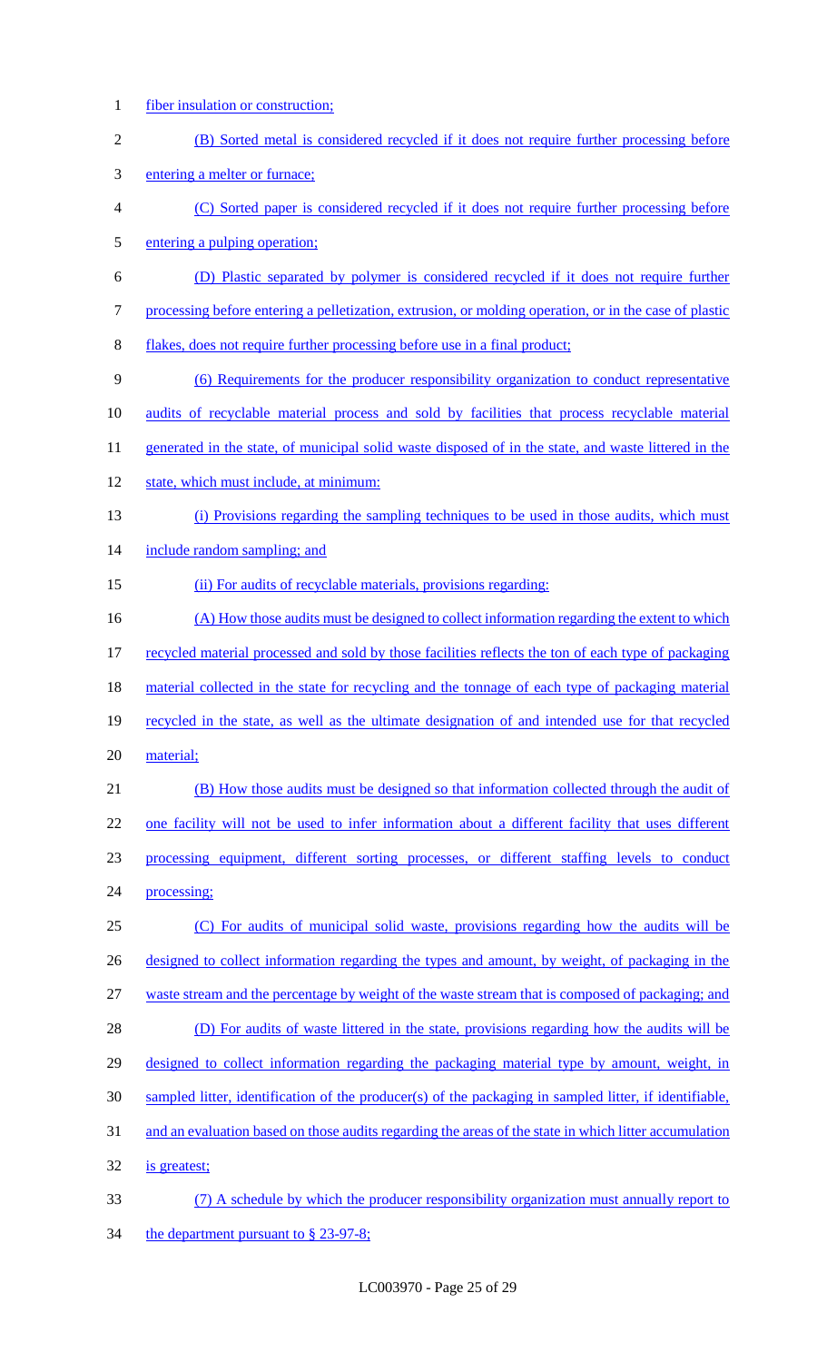fiber insulation or construction;

(B) Sorted metal is considered recycled if it does not require further processing before entering a melter or furnace;

(C) Sorted paper is considered recycled if it does not require further processing before entering a pulping operation;

(D) Plastic separated by polymer is considered recycled if it does not require further processing before entering a pelletization, extrusion, or molding operation, or in the case of plastic flakes, does not require further processing before use in a final product;

(6) Requirements for the producer responsibility organization to conduct representative audits of recyclable material process and sold by facilities that process recyclable material generated in the state, of municipal solid waste disposed of in the state, and waste littered in the state, which must include, at minimum:

(i) Provisions regarding the sampling techniques to be used in those audits, which must include random sampling; and

(ii) For audits of recyclable materials, provisions regarding:

(A) How those audits must be designed to collect information regarding the extent to which recycled material processed and sold by those facilities reflects the ton of each type of packaging material collected in the state for recycling and the tonnage of each type of packaging material recycled in the state, as well as the ultimate designation of and intended use for that recycled material;

(B) How those audits must be designed so that information collected through the audit of one facility will not be used to infer information about a different facility that uses different processing equipment, different sorting processes, or different staffing levels to conduct processing;

(C) For audits of municipal solid waste, provisions regarding how the audits will be designed to collect information regarding the types and amount, by weight, of packaging in the waste stream and the percentage by weight of the waste stream that is composed of packaging; and

(D) For audits of waste littered in the state, provisions regarding how the audits will be designed to collect information regarding the packaging material type by amount, weight, in sampled litter, identification of the producer(s) of the packaging in sampled litter, if identifiable, and an evaluation based on those audits regarding the areas of the state in which litter accumulation is greatest;

(7) A schedule by which the producer responsibility organization must annually report to the department pursuant to § 23-97-8;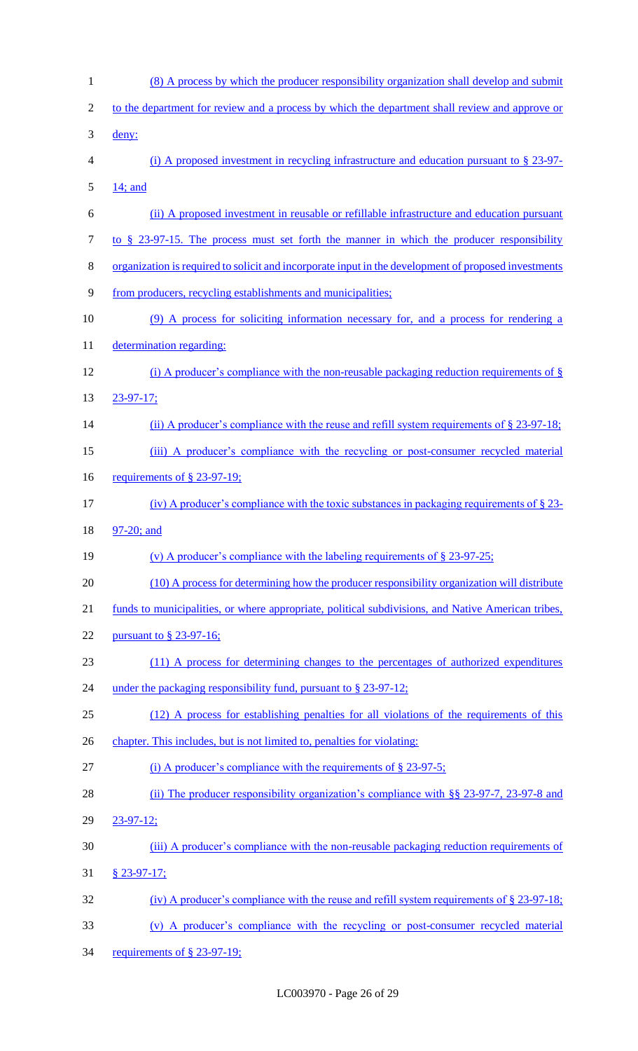(8) A process by which the producer responsibility organization shall develop and submit to the department for review and a process by which the department shall review and approve or deny:

(i) A proposed investment in recycling infrastructure and education pursuant to § 23-97-14; and

(ii) A proposed investment in reusable or refillable infrastructure and education pursuant to § 23-97-15. The process must set forth the manner in which the producer responsibility organization is required to solicit and incorporate input in the development of proposed investments from producers, recycling establishments and municipalities;

(9) A process for soliciting information necessary for, and a process for rendering a determination regarding:

(i) A producer's compliance with the non-reusable packaging reduction requirements of § 23-97-17;

(ii) A producer's compliance with the reuse and refill system requirements of § 23-97-18;

(iii) A producer's compliance with the recycling or post-consumer recycled material requirements of § 23-97-19;

(iv) A producer's compliance with the toxic substances in packaging requirements of § 23-97-20; and

(v) A producer's compliance with the labeling requirements of § 23-97-25;

(10) A process for determining how the producer responsibility organization will distribute funds to municipalities, or where appropriate, political subdivisions, and Native American tribes, pursuant to § 23-97-16;

(11) A process for determining changes to the percentages of authorized expenditures under the packaging responsibility fund, pursuant to § 23-97-12;

(12) A process for establishing penalties for all violations of the requirements of this chapter. This includes, but is not limited to, penalties for violating:

(i) A producer's compliance with the requirements of § 23-97-5;

(ii) The producer responsibility organization's compliance with §§ 23-97-7, 23-97-8 and 23-97-12;

(iii) A producer's compliance with the non-reusable packaging reduction requirements of § 23-97-17;

(iv) A producer's compliance with the reuse and refill system requirements of § 23-97-18;

(v) A producer's compliance with the recycling or post-consumer recycled material requirements of § 23-97-19;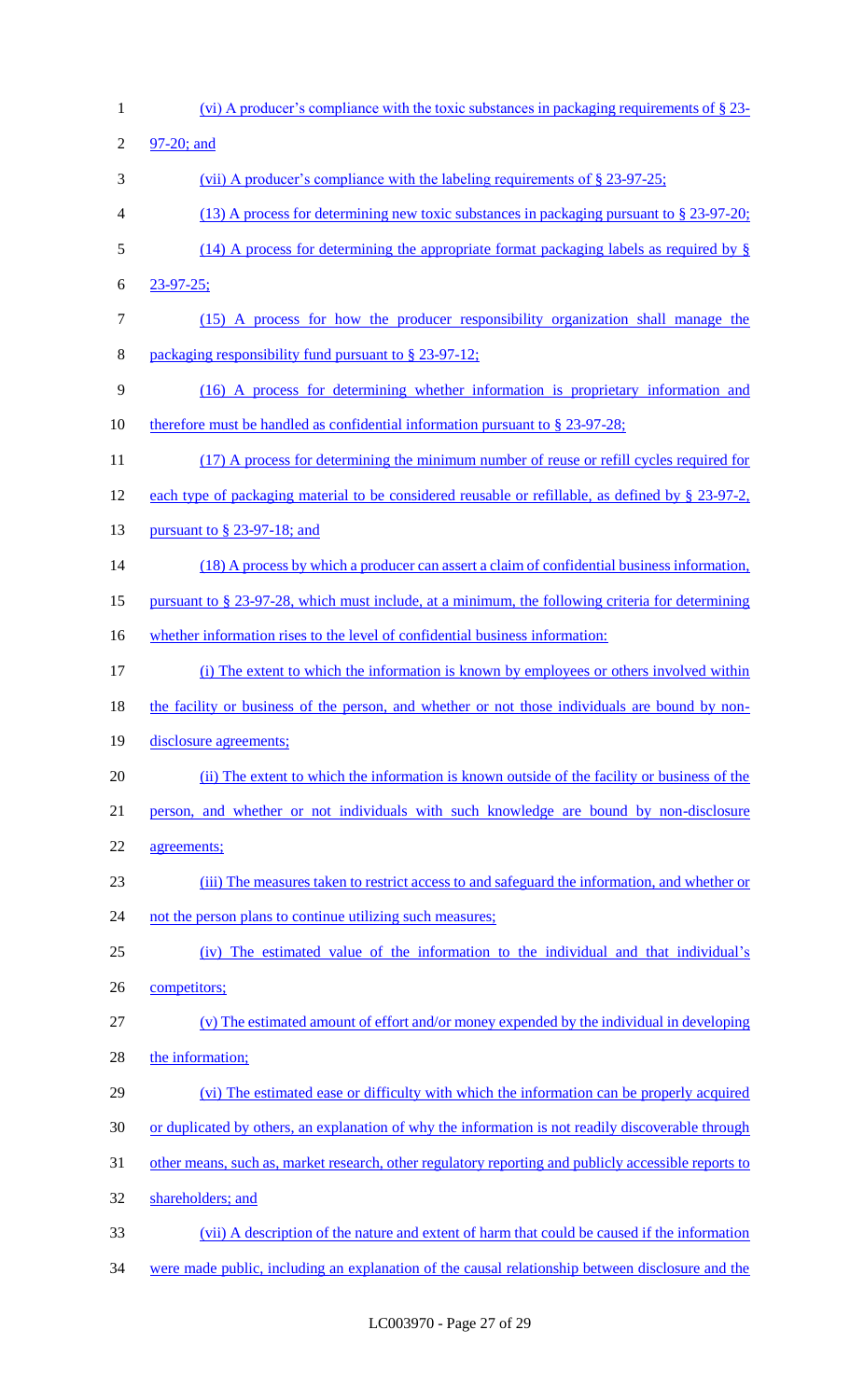(vi) A producer's compliance with the toxic substances in packaging requirements of § 23-97-20; and

(vii) A producer's compliance with the labeling requirements of § 23-97-25;

(13) A process for determining new toxic substances in packaging pursuant to § 23-97-20;

(14) A process for determining the appropriate format packaging labels as required by § 23-97-25;

(15) A process for how the producer responsibility organization shall manage the packaging responsibility fund pursuant to § 23-97-12;

(16) A process for determining whether information is proprietary information and therefore must be handled as confidential information pursuant to § 23-97-28;

(17) A process for determining the minimum number of reuse or refill cycles required for each type of packaging material to be considered reusable or refillable, as defined by § 23-97-2, pursuant to § 23-97-18; and

(18) A process by which a producer can assert a claim of confidential business information, pursuant to § 23-97-28, which must include, at a minimum, the following criteria for determining whether information rises to the level of confidential business information:

(i) The extent to which the information is known by employees or others involved within the facility or business of the person, and whether or not those individuals are bound by non-disclosure agreements;

(ii) The extent to which the information is known outside of the facility or business of the person, and whether or not individuals with such knowledge are bound by non-disclosure agreements;

(iii) The measures taken to restrict access to and safeguard the information, and whether or not the person plans to continue utilizing such measures;

(iv) The estimated value of the information to the individual and that individual's competitors;

(v) The estimated amount of effort and/or money expended by the individual in developing the information;

(vi) The estimated ease or difficulty with which the information can be properly acquired or duplicated by others, an explanation of why the information is not readily discoverable through other means, such as, market research, other regulatory reporting and publicly accessible reports to shareholders; and

(vii) A description of the nature and extent of harm that could be caused if the information were made public, including an explanation of the causal relationship between disclosure and the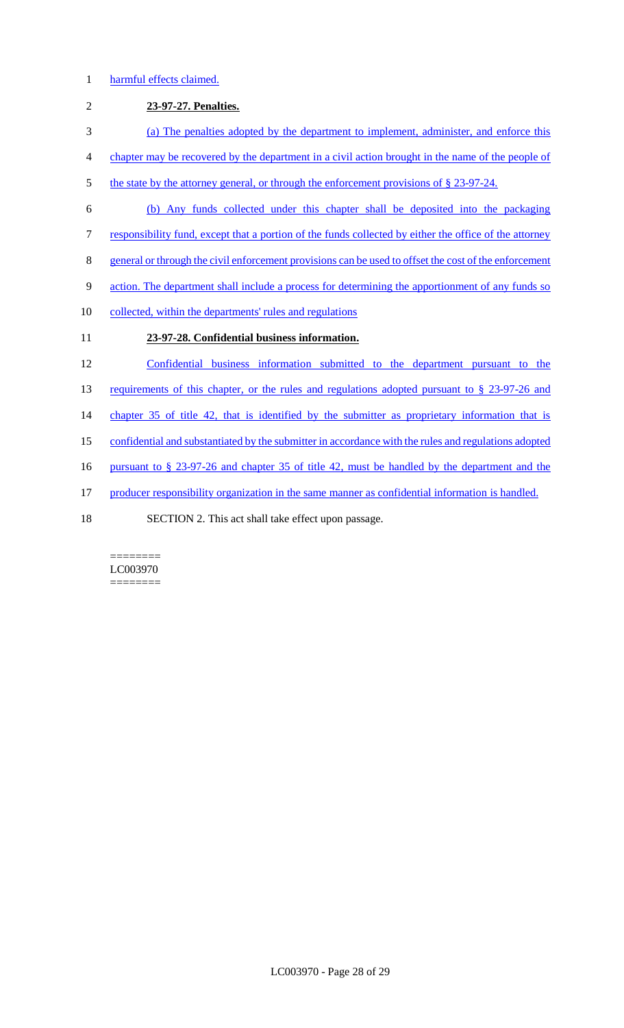harmful effects claimed.

**23-97-27. Penalties.**

(a) The penalties adopted by the department to implement, administer, and enforce this chapter may be recovered by the department in a civil action brought in the name of the people of the state by the attorney general, or through the enforcement provisions of § 23-97-24.

(b) Any funds collected under this chapter shall be deposited into the packaging responsibility fund, except that a portion of the funds collected by either the office of the attorney general or through the civil enforcement provisions can be used to offset the cost of the enforcement action. The department shall include a process for determining the apportionment of any funds so collected, within the departments' rules and regulations

**23-97-28. Confidential business information.**

Confidential business information submitted to the department pursuant to the requirements of this chapter, or the rules and regulations adopted pursuant to § 23-97-26 and chapter 35 of title 42, that is identified by the submitter as proprietary information that is confidential and substantiated by the submitter in accordance with the rules and regulations adopted pursuant to § 23-97-26 and chapter 35 of title 42, must be handled by the department and the producer responsibility organization in the same manner as confidential information is handled.

SECTION 2. This act shall take effect upon passage.

========
LC003970
========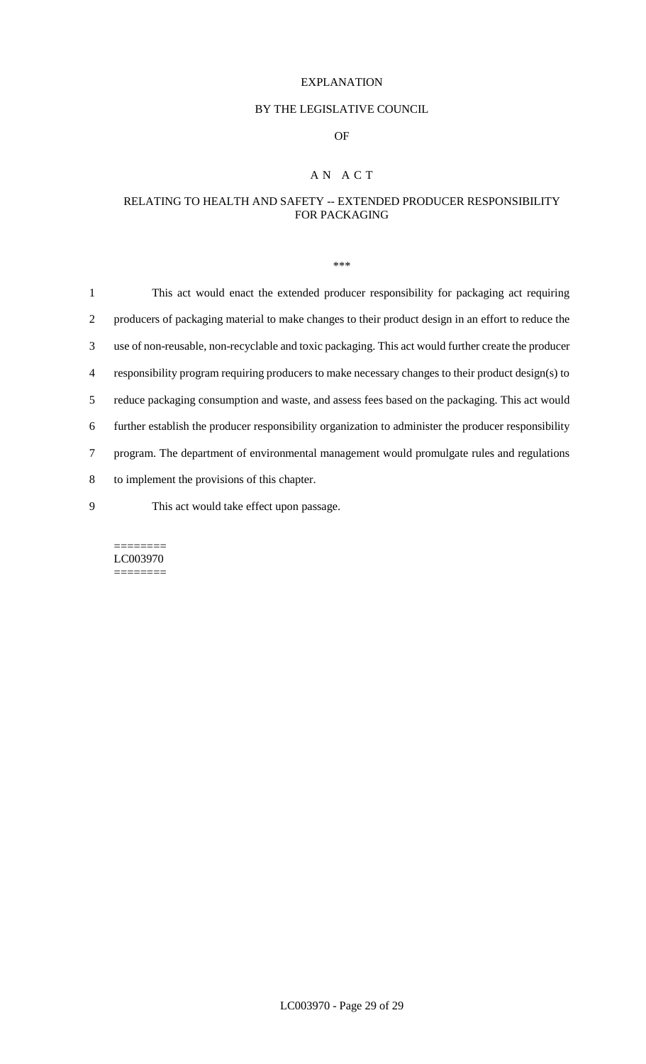EXPLANATION

BY THE LEGISLATIVE COUNCIL

OF

# A N A C T

RELATING TO HEALTH AND SAFETY -- EXTENDED PRODUCER RESPONSIBILITY FOR PACKAGING

\*\*\*

This act would enact the extended producer responsibility for packaging act requiring producers of packaging material to make changes to their product design in an effort to reduce the use of non-reusable, non-recyclable and toxic packaging. This act would further create the producer responsibility program requiring producers to make necessary changes to their product design(s) to reduce packaging consumption and waste, and assess fees based on the packaging. This act would further establish the producer responsibility organization to administer the producer responsibility program. The department of environmental management would promulgate rules and regulations to implement the provisions of this chapter.

This act would take effect upon passage.

========
LC003970
========